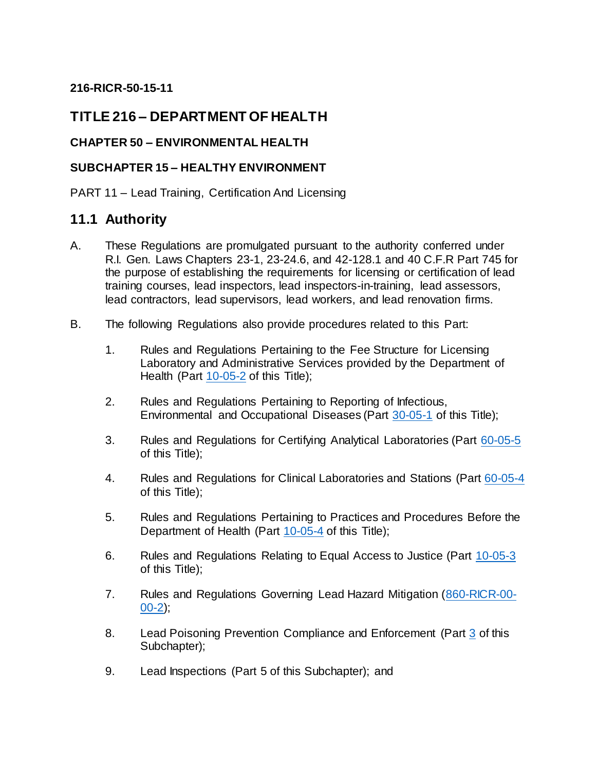**216-RICR-50-15-11**

# TITLE 216 – DEPARTMENT OF HEALTH

**CHAPTER 50 – ENVIRONMENTAL HEALTH**

**SUBCHAPTER 15 – HEALTHY ENVIRONMENT**

PART 11 – Lead Training, Certification And Licensing

## 11.1 Authority

A. These Regulations are promulgated pursuant to the authority conferred under R.I. Gen. Laws Chapters 23-1, 23-24.6, and 42-128.1 and 40 C.F.R Part 745 for the purpose of establishing the requirements for licensing or certification of lead training courses, lead inspectors, lead inspectors-in-training, lead assessors, lead contractors, lead supervisors, lead workers, and lead renovation firms.

B. The following Regulations also provide procedures related to this Part:

1. Rules and Regulations Pertaining to the Fee Structure for Licensing Laboratory and Administrative Services provided by the Department of Health (Part 10-05-2 of this Title);

2. Rules and Regulations Pertaining to Reporting of Infectious, Environmental and Occupational Diseases (Part 30-05-1 of this Title);

3. Rules and Regulations for Certifying Analytical Laboratories (Part 60-05-5 of this Title);

4. Rules and Regulations for Clinical Laboratories and Stations (Part 60-05-4 of this Title);

5. Rules and Regulations Pertaining to Practices and Procedures Before the Department of Health (Part 10-05-4 of this Title);

6. Rules and Regulations Relating to Equal Access to Justice (Part 10-05-3 of this Title);

7. Rules and Regulations Governing Lead Hazard Mitigation (860-RICR-00-00-2);

8. Lead Poisoning Prevention Compliance and Enforcement (Part 3 of this Subchapter);

9. Lead Inspections (Part 5 of this Subchapter); and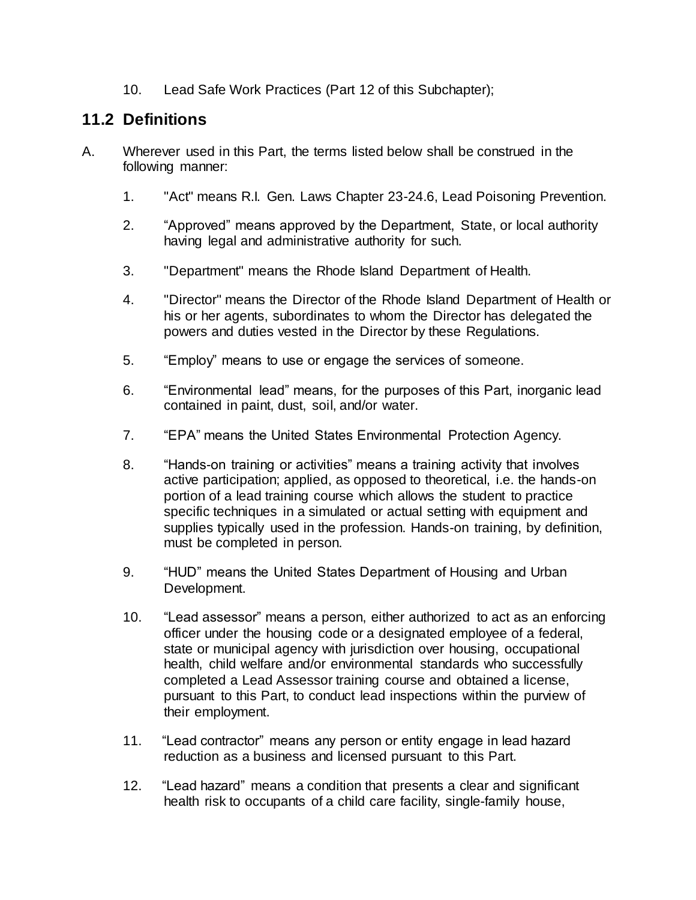10. Lead Safe Work Practices (Part 12 of this Subchapter);

## 11.2 Definitions

A. Wherever used in this Part, the terms listed below shall be construed in the following manner:

   1. "Act" means R.I. Gen. Laws Chapter 23-24.6, Lead Poisoning Prevention.

   2. "Approved" means approved by the Department, State, or local authority having legal and administrative authority for such.

   3. "Department" means the Rhode Island Department of Health.

   4. "Director" means the Director of the Rhode Island Department of Health or his or her agents, subordinates to whom the Director has delegated the powers and duties vested in the Director by these Regulations.

   5. "Employ" means to use or engage the services of someone.

   6. "Environmental lead" means, for the purposes of this Part, inorganic lead contained in paint, dust, soil, and/or water.

   7. "EPA" means the United States Environmental Protection Agency.

   8. "Hands-on training or activities" means a training activity that involves active participation; applied, as opposed to theoretical, i.e. the hands-on portion of a lead training course which allows the student to practice specific techniques in a simulated or actual setting with equipment and supplies typically used in the profession. Hands-on training, by definition, must be completed in person.

   9. "HUD" means the United States Department of Housing and Urban Development.

   10. "Lead assessor" means a person, either authorized to act as an enforcing officer under the housing code or a designated employee of a federal, state or municipal agency with jurisdiction over housing, occupational health, child welfare and/or environmental standards who successfully completed a Lead Assessor training course and obtained a license, pursuant to this Part, to conduct lead inspections within the purview of their employment.

   11. "Lead contractor" means any person or entity engage in lead hazard reduction as a business and licensed pursuant to this Part.

   12. "Lead hazard" means a condition that presents a clear and significant health risk to occupants of a child care facility, single-family house,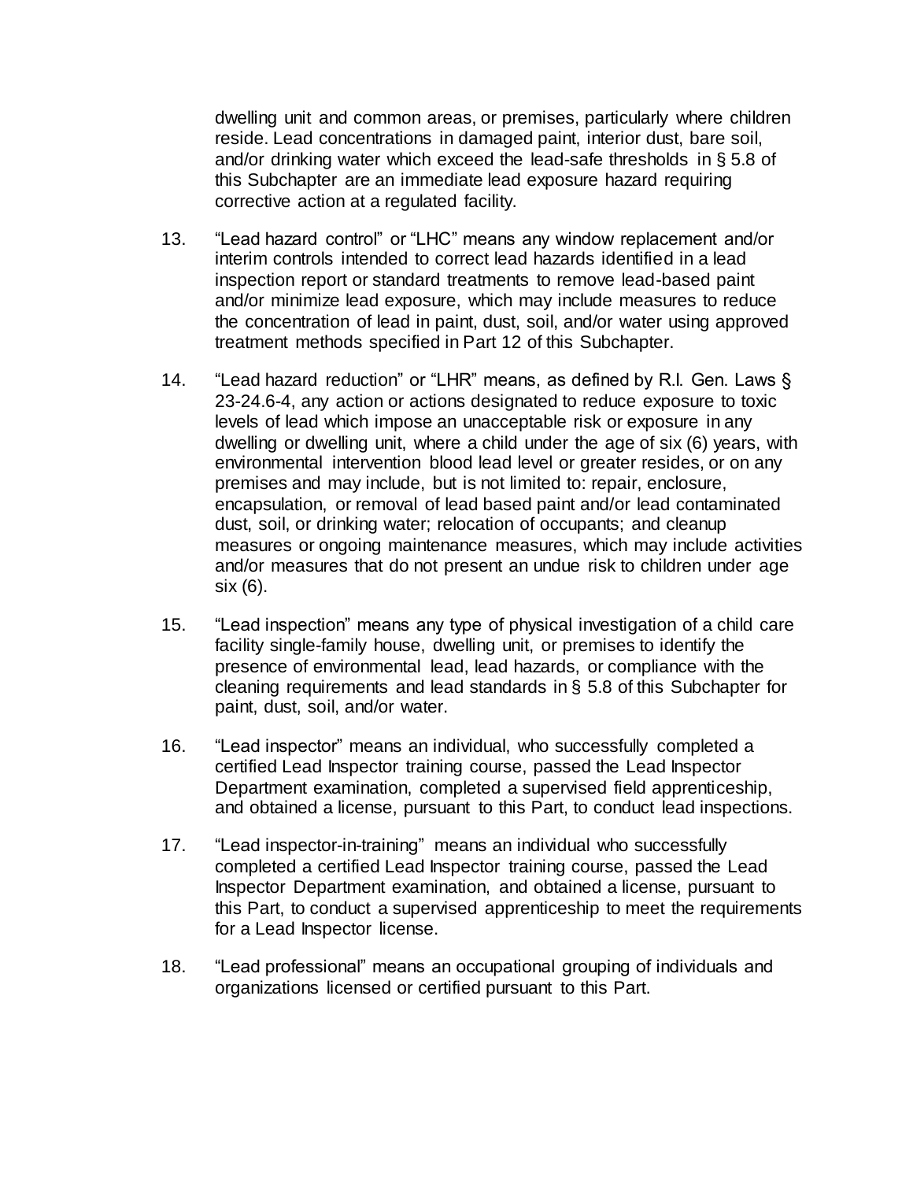dwelling unit and common areas, or premises, particularly where children reside. Lead concentrations in damaged paint, interior dust, bare soil, and/or drinking water which exceed the lead-safe thresholds in § 5.8 of this Subchapter are an immediate lead exposure hazard requiring corrective action at a regulated facility.

13. "Lead hazard control" or "LHC" means any window replacement and/or interim controls intended to correct lead hazards identified in a lead inspection report or standard treatments to remove lead-based paint and/or minimize lead exposure, which may include measures to reduce the concentration of lead in paint, dust, soil, and/or water using approved treatment methods specified in Part 12 of this Subchapter.

14. "Lead hazard reduction" or "LHR" means, as defined by R.I. Gen. Laws § 23-24.6-4, any action or actions designated to reduce exposure to toxic levels of lead which impose an unacceptable risk or exposure in any dwelling or dwelling unit, where a child under the age of six (6) years, with environmental intervention blood lead level or greater resides, or on any premises and may include, but is not limited to: repair, enclosure, encapsulation, or removal of lead based paint and/or lead contaminated dust, soil, or drinking water; relocation of occupants; and cleanup measures or ongoing maintenance measures, which may include activities and/or measures that do not present an undue risk to children under age six (6).

15. "Lead inspection" means any type of physical investigation of a child care facility single-family house, dwelling unit, or premises to identify the presence of environmental lead, lead hazards, or compliance with the cleaning requirements and lead standards in § 5.8 of this Subchapter for paint, dust, soil, and/or water.

16. "Lead inspector" means an individual, who successfully completed a certified Lead Inspector training course, passed the Lead Inspector Department examination, completed a supervised field apprenticeship, and obtained a license, pursuant to this Part, to conduct lead inspections.

17. "Lead inspector-in-training" means an individual who successfully completed a certified Lead Inspector training course, passed the Lead Inspector Department examination, and obtained a license, pursuant to this Part, to conduct a supervised apprenticeship to meet the requirements for a Lead Inspector license.

18. "Lead professional" means an occupational grouping of individuals and organizations licensed or certified pursuant to this Part.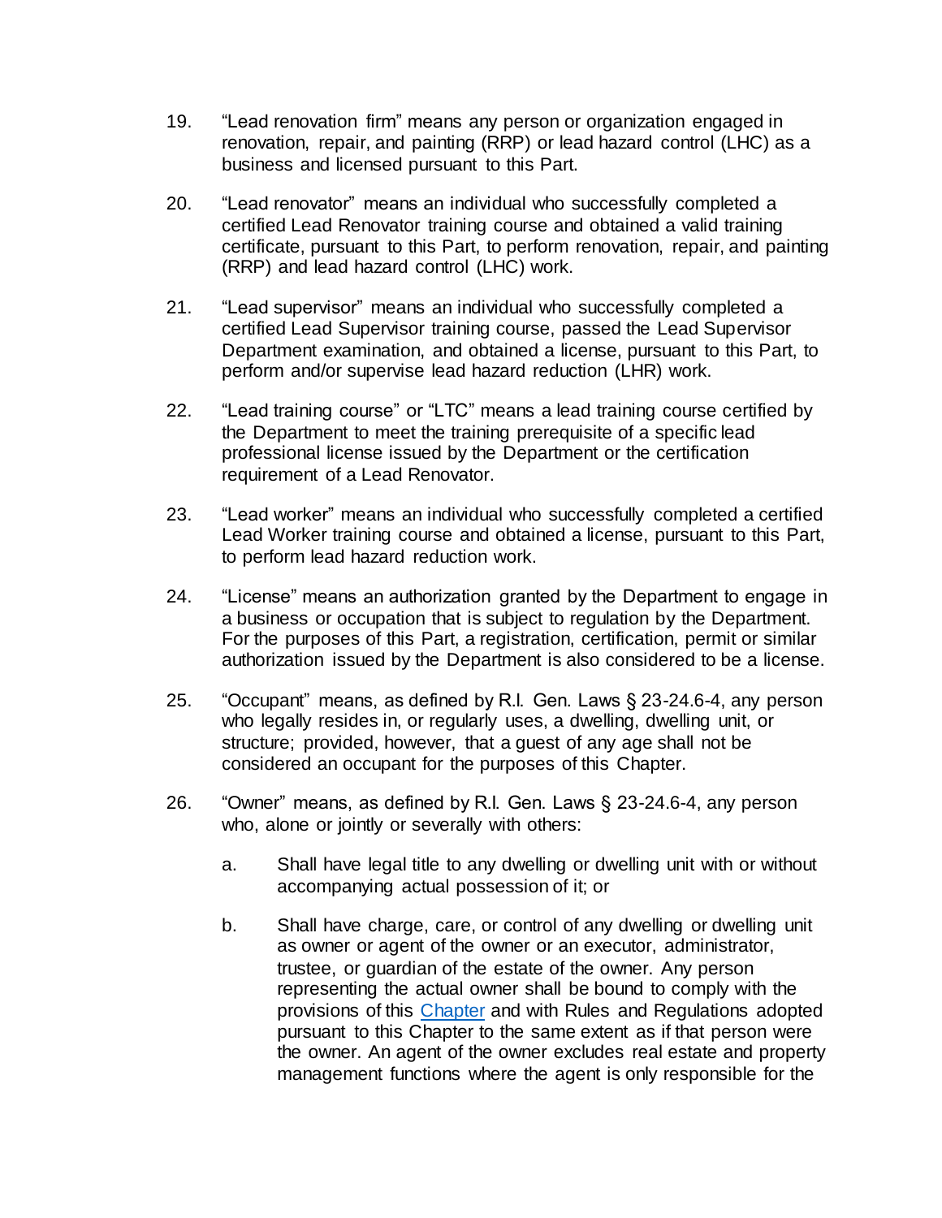19. "Lead renovation firm" means any person or organization engaged in renovation, repair, and painting (RRP) or lead hazard control (LHC) as a business and licensed pursuant to this Part.

20. "Lead renovator" means an individual who successfully completed a certified Lead Renovator training course and obtained a valid training certificate, pursuant to this Part, to perform renovation, repair, and painting (RRP) and lead hazard control (LHC) work.

21. "Lead supervisor" means an individual who successfully completed a certified Lead Supervisor training course, passed the Lead Supervisor Department examination, and obtained a license, pursuant to this Part, to perform and/or supervise lead hazard reduction (LHR) work.

22. "Lead training course" or "LTC" means a lead training course certified by the Department to meet the training prerequisite of a specific lead professional license issued by the Department or the certification requirement of a Lead Renovator.

23. "Lead worker" means an individual who successfully completed a certified Lead Worker training course and obtained a license, pursuant to this Part, to perform lead hazard reduction work.

24. "License" means an authorization granted by the Department to engage in a business or occupation that is subject to regulation by the Department. For the purposes of this Part, a registration, certification, permit or similar authorization issued by the Department is also considered to be a license.

25. "Occupant" means, as defined by R.I. Gen. Laws § 23-24.6-4, any person who legally resides in, or regularly uses, a dwelling, dwelling unit, or structure; provided, however, that a guest of any age shall not be considered an occupant for the purposes of this Chapter.

26. "Owner" means, as defined by R.I. Gen. Laws § 23-24.6-4, any person who, alone or jointly or severally with others:

    a. Shall have legal title to any dwelling or dwelling unit with or without accompanying actual possession of it; or

    b. Shall have charge, care, or control of any dwelling or dwelling unit as owner or agent of the owner or an executor, administrator, trustee, or guardian of the estate of the owner. Any person representing the actual owner shall be bound to comply with the provisions of this Chapter and with Rules and Regulations adopted pursuant to this Chapter to the same extent as if that person were the owner. An agent of the owner excludes real estate and property management functions where the agent is only responsible for the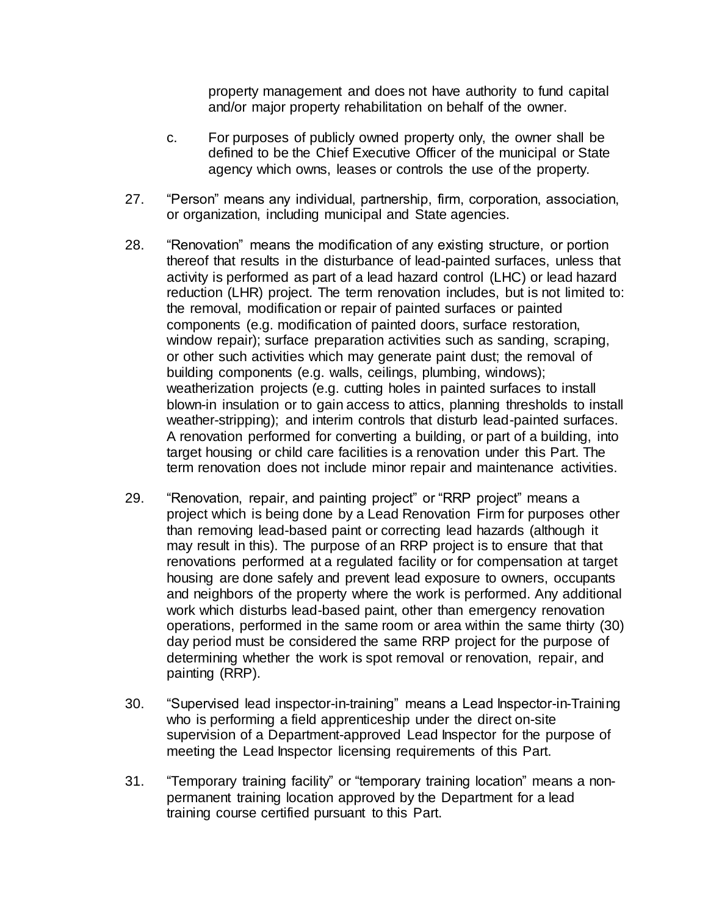property management and does not have authority to fund capital and/or major property rehabilitation on behalf of the owner.

c. For purposes of publicly owned property only, the owner shall be defined to be the Chief Executive Officer of the municipal or State agency which owns, leases or controls the use of the property.

27. "Person" means any individual, partnership, firm, corporation, association, or organization, including municipal and State agencies.

28. "Renovation" means the modification of any existing structure, or portion thereof that results in the disturbance of lead-painted surfaces, unless that activity is performed as part of a lead hazard control (LHC) or lead hazard reduction (LHR) project. The term renovation includes, but is not limited to: the removal, modification or repair of painted surfaces or painted components (e.g. modification of painted doors, surface restoration, window repair); surface preparation activities such as sanding, scraping, or other such activities which may generate paint dust; the removal of building components (e.g. walls, ceilings, plumbing, windows); weatherization projects (e.g. cutting holes in painted surfaces to install blown-in insulation or to gain access to attics, planning thresholds to install weather-stripping); and interim controls that disturb lead-painted surfaces. A renovation performed for converting a building, or part of a building, into target housing or child care facilities is a renovation under this Part. The term renovation does not include minor repair and maintenance activities.

29. "Renovation, repair, and painting project" or "RRP project" means a project which is being done by a Lead Renovation Firm for purposes other than removing lead-based paint or correcting lead hazards (although it may result in this). The purpose of an RRP project is to ensure that that renovations performed at a regulated facility or for compensation at target housing are done safely and prevent lead exposure to owners, occupants and neighbors of the property where the work is performed. Any additional work which disturbs lead-based paint, other than emergency renovation operations, performed in the same room or area within the same thirty (30) day period must be considered the same RRP project for the purpose of determining whether the work is spot removal or renovation, repair, and painting (RRP).

30. "Supervised lead inspector-in-training" means a Lead Inspector-in-Training who is performing a field apprenticeship under the direct on-site supervision of a Department-approved Lead Inspector for the purpose of meeting the Lead Inspector licensing requirements of this Part.

31. "Temporary training facility" or "temporary training location" means a non-permanent training location approved by the Department for a lead training course certified pursuant to this Part.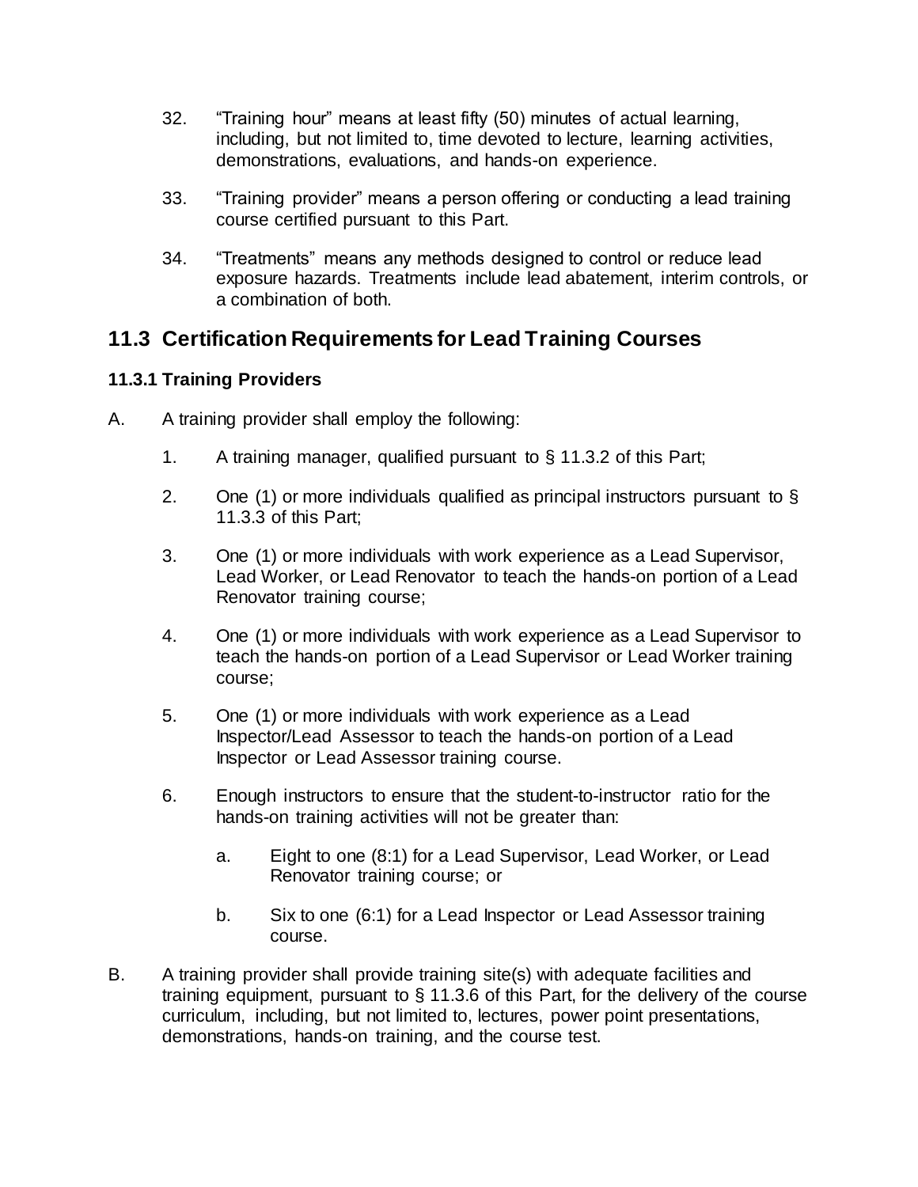32. "Training hour" means at least fifty (50) minutes of actual learning, including, but not limited to, time devoted to lecture, learning activities, demonstrations, evaluations, and hands-on experience.

33. "Training provider" means a person offering or conducting a lead training course certified pursuant to this Part.

34. "Treatments" means any methods designed to control or reduce lead exposure hazards. Treatments include lead abatement, interim controls, or a combination of both.

## 11.3 Certification Requirements for Lead Training Courses

### 11.3.1 Training Providers

A. A training provider shall employ the following:

   1. A training manager, qualified pursuant to § 11.3.2 of this Part;

   2. One (1) or more individuals qualified as principal instructors pursuant to § 11.3.3 of this Part;

   3. One (1) or more individuals with work experience as a Lead Supervisor, Lead Worker, or Lead Renovator to teach the hands-on portion of a Lead Renovator training course;

   4. One (1) or more individuals with work experience as a Lead Supervisor to teach the hands-on portion of a Lead Supervisor or Lead Worker training course;

   5. One (1) or more individuals with work experience as a Lead Inspector/Lead Assessor to teach the hands-on portion of a Lead Inspector or Lead Assessor training course.

   6. Enough instructors to ensure that the student-to-instructor ratio for the hands-on training activities will not be greater than:

      a. Eight to one (8:1) for a Lead Supervisor, Lead Worker, or Lead Renovator training course; or

      b. Six to one (6:1) for a Lead Inspector or Lead Assessor training course.

B. A training provider shall provide training site(s) with adequate facilities and training equipment, pursuant to § 11.3.6 of this Part, for the delivery of the course curriculum, including, but not limited to, lectures, power point presentations, demonstrations, hands-on training, and the course test.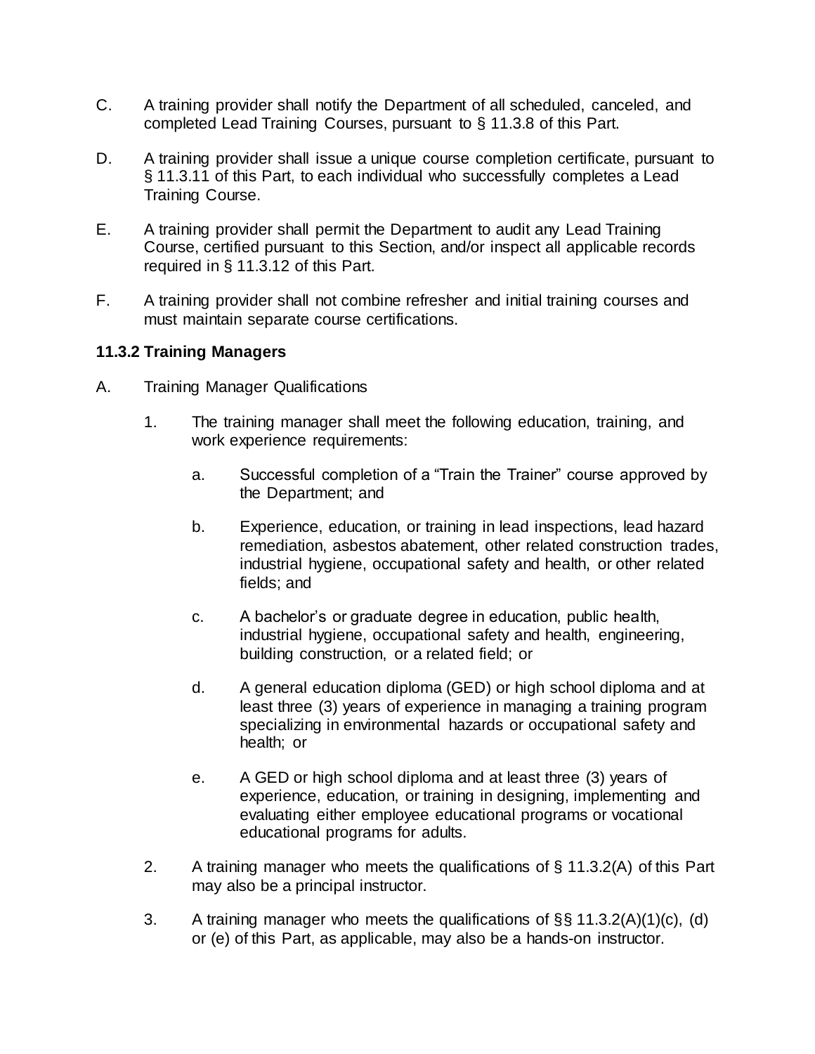C. A training provider shall notify the Department of all scheduled, canceled, and completed Lead Training Courses, pursuant to § 11.3.8 of this Part.

D. A training provider shall issue a unique course completion certificate, pursuant to § 11.3.11 of this Part, to each individual who successfully completes a Lead Training Course.

E. A training provider shall permit the Department to audit any Lead Training Course, certified pursuant to this Section, and/or inspect all applicable records required in § 11.3.12 of this Part.

F. A training provider shall not combine refresher and initial training courses and must maintain separate course certifications.

**11.3.2 Training Managers**

A. Training Manager Qualifications

1. The training manager shall meet the following education, training, and work experience requirements:

   a. Successful completion of a "Train the Trainer" course approved by the Department; and

   b. Experience, education, or training in lead inspections, lead hazard remediation, asbestos abatement, other related construction trades, industrial hygiene, occupational safety and health, or other related fields; and

   c. A bachelor's or graduate degree in education, public health, industrial hygiene, occupational safety and health, engineering, building construction, or a related field; or

   d. A general education diploma (GED) or high school diploma and at least three (3) years of experience in managing a training program specializing in environmental hazards or occupational safety and health; or

   e. A GED or high school diploma and at least three (3) years of experience, education, or training in designing, implementing and evaluating either employee educational programs or vocational educational programs for adults.

2. A training manager who meets the qualifications of § 11.3.2(A) of this Part may also be a principal instructor.

3. A training manager who meets the qualifications of §§ 11.3.2(A)(1)(c), (d) or (e) of this Part, as applicable, may also be a hands-on instructor.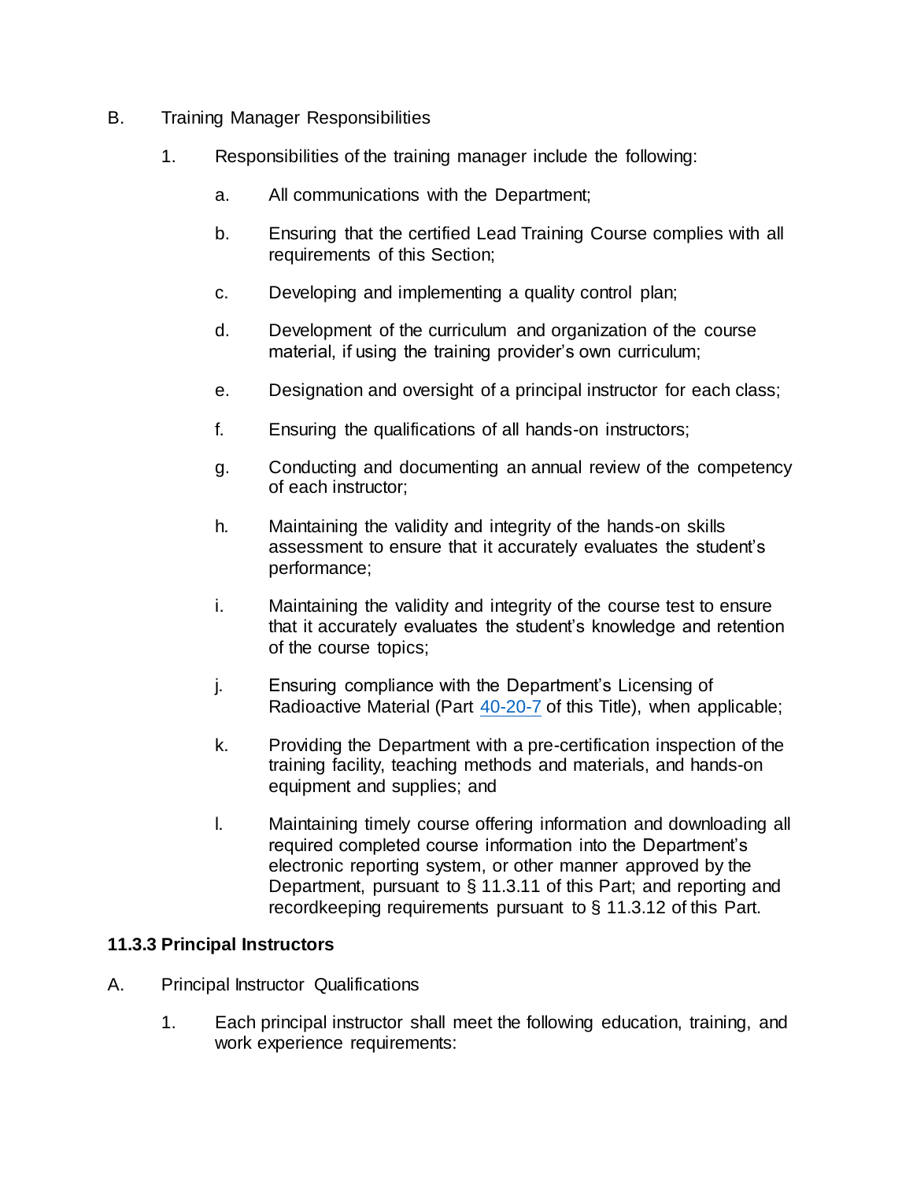B. Training Manager Responsibilities

1. Responsibilities of the training manager include the following:

   a. All communications with the Department;

   b. Ensuring that the certified Lead Training Course complies with all requirements of this Section;

   c. Developing and implementing a quality control plan;

   d. Development of the curriculum and organization of the course material, if using the training provider's own curriculum;

   e. Designation and oversight of a principal instructor for each class;

   f. Ensuring the qualifications of all hands-on instructors;

   g. Conducting and documenting an annual review of the competency of each instructor;

   h. Maintaining the validity and integrity of the hands-on skills assessment to ensure that it accurately evaluates the student's performance;

   i. Maintaining the validity and integrity of the course test to ensure that it accurately evaluates the student's knowledge and retention of the course topics;

   j. Ensuring compliance with the Department's Licensing of Radioactive Material (Part 40-20-7 of this Title), when applicable;

   k. Providing the Department with a pre-certification inspection of the training facility, teaching methods and materials, and hands-on equipment and supplies; and

   l. Maintaining timely course offering information and downloading all required completed course information into the Department's electronic reporting system, or other manner approved by the Department, pursuant to § 11.3.11 of this Part; and reporting and recordkeeping requirements pursuant to § 11.3.12 of this Part.

### 11.3.3 Principal Instructors

A. Principal Instructor Qualifications

1. Each principal instructor shall meet the following education, training, and work experience requirements: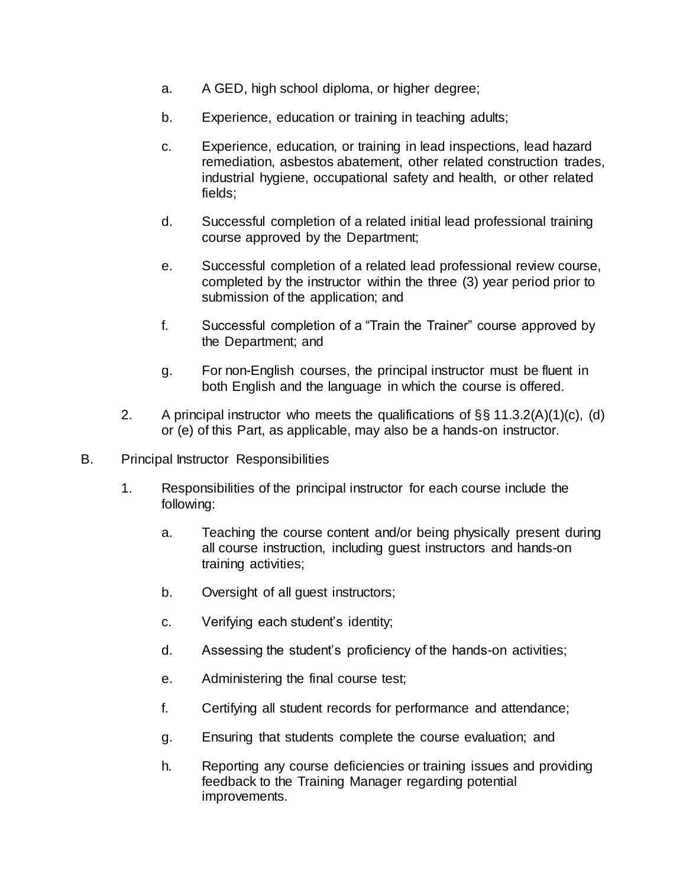a. A GED, high school diploma, or higher degree;

b. Experience, education or training in teaching adults;

c. Experience, education, or training in lead inspections, lead hazard remediation, asbestos abatement, other related construction trades, industrial hygiene, occupational safety and health, or other related fields;

d. Successful completion of a related initial lead professional training course approved by the Department;

e. Successful completion of a related lead professional review course, completed by the instructor within the three (3) year period prior to submission of the application; and

f. Successful completion of a "Train the Trainer" course approved by the Department; and

g. For non-English courses, the principal instructor must be fluent in both English and the language in which the course is offered.

2. A principal instructor who meets the qualifications of §§ 11.3.2(A)(1)(c), (d) or (e) of this Part, as applicable, may also be a hands-on instructor.

B. Principal Instructor Responsibilities

1. Responsibilities of the principal instructor for each course include the following:

a. Teaching the course content and/or being physically present during all course instruction, including guest instructors and hands-on training activities;

b. Oversight of all guest instructors;

c. Verifying each student's identity;

d. Assessing the student's proficiency of the hands-on activities;

e. Administering the final course test;

f. Certifying all student records for performance and attendance;

g. Ensuring that students complete the course evaluation; and

h. Reporting any course deficiencies or training issues and providing feedback to the Training Manager regarding potential improvements.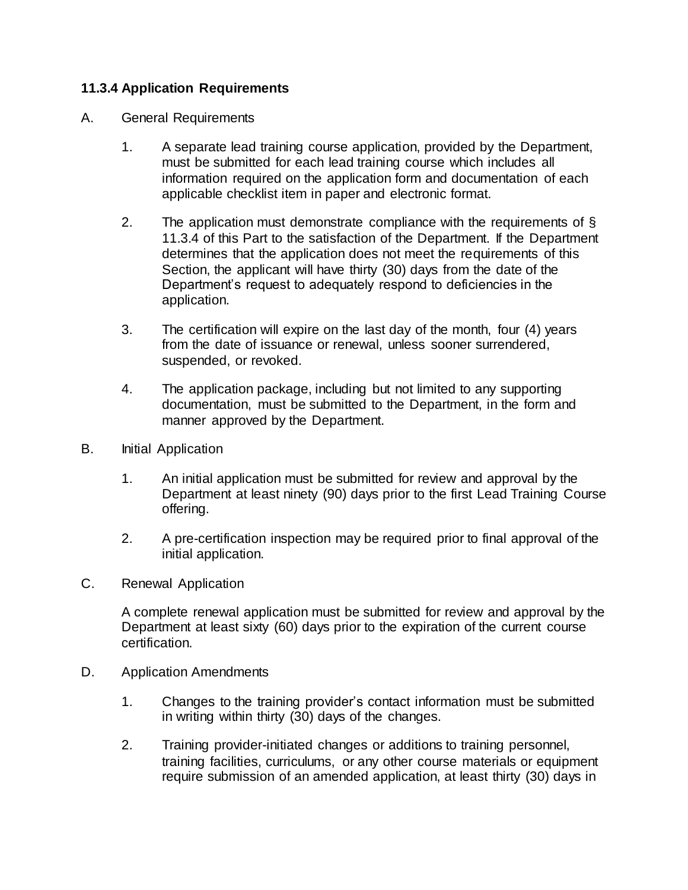### 11.3.4 Application Requirements

A. General Requirements

1. A separate lead training course application, provided by the Department, must be submitted for each lead training course which includes all information required on the application form and documentation of each applicable checklist item in paper and electronic format.

2. The application must demonstrate compliance with the requirements of § 11.3.4 of this Part to the satisfaction of the Department. If the Department determines that the application does not meet the requirements of this Section, the applicant will have thirty (30) days from the date of the Department's request to adequately respond to deficiencies in the application.

3. The certification will expire on the last day of the month, four (4) years from the date of issuance or renewal, unless sooner surrendered, suspended, or revoked.

4. The application package, including but not limited to any supporting documentation, must be submitted to the Department, in the form and manner approved by the Department.

B. Initial Application

1. An initial application must be submitted for review and approval by the Department at least ninety (90) days prior to the first Lead Training Course offering.

2. A pre-certification inspection may be required prior to final approval of the initial application.

C. Renewal Application

A complete renewal application must be submitted for review and approval by the Department at least sixty (60) days prior to the expiration of the current course certification.

D. Application Amendments

1. Changes to the training provider's contact information must be submitted in writing within thirty (30) days of the changes.

2. Training provider-initiated changes or additions to training personnel, training facilities, curriculums, or any other course materials or equipment require submission of an amended application, at least thirty (30) days in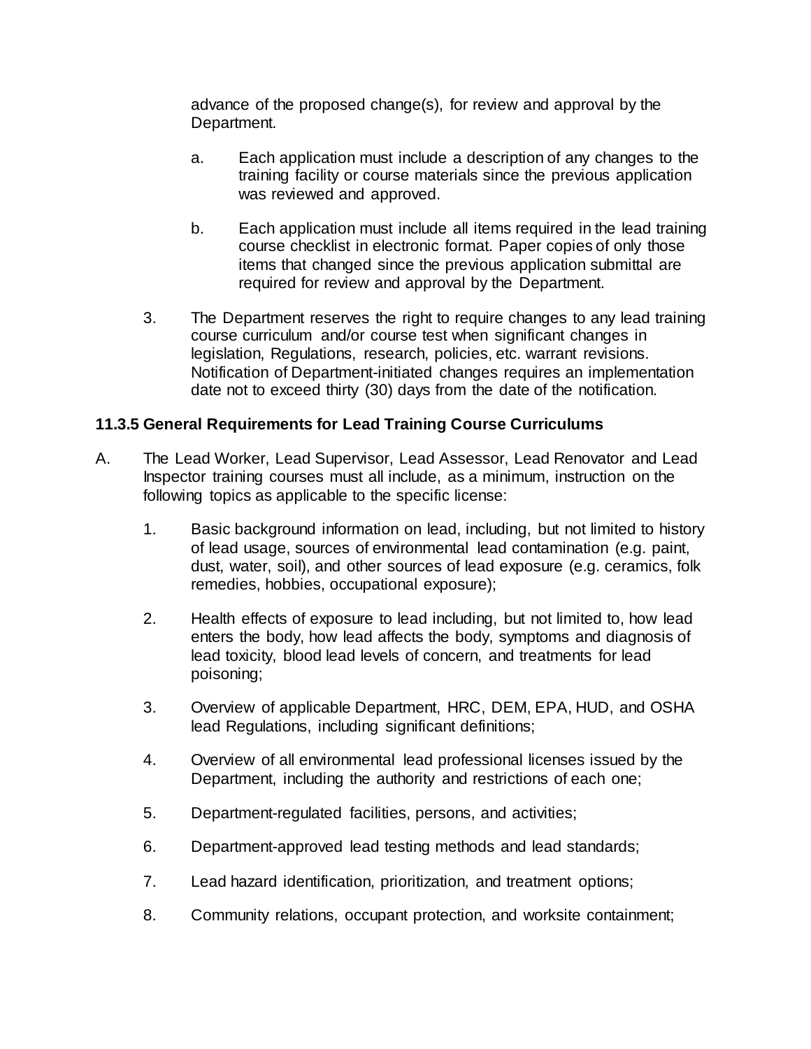advance of the proposed change(s), for review and approval by the Department.

   a. Each application must include a description of any changes to the training facility or course materials since the previous application was reviewed and approved.

   b. Each application must include all items required in the lead training course checklist in electronic format. Paper copies of only those items that changed since the previous application submittal are required for review and approval by the Department.

3. The Department reserves the right to require changes to any lead training course curriculum and/or course test when significant changes in legislation, Regulations, research, policies, etc. warrant revisions. Notification of Department-initiated changes requires an implementation date not to exceed thirty (30) days from the date of the notification.

### 11.3.5 General Requirements for Lead Training Course Curriculums

A. The Lead Worker, Lead Supervisor, Lead Assessor, Lead Renovator and Lead Inspector training courses must all include, as a minimum, instruction on the following topics as applicable to the specific license:

   1. Basic background information on lead, including, but not limited to history of lead usage, sources of environmental lead contamination (e.g. paint, dust, water, soil), and other sources of lead exposure (e.g. ceramics, folk remedies, hobbies, occupational exposure);

   2. Health effects of exposure to lead including, but not limited to, how lead enters the body, how lead affects the body, symptoms and diagnosis of lead toxicity, blood lead levels of concern, and treatments for lead poisoning;

   3. Overview of applicable Department, HRC, DEM, EPA, HUD, and OSHA lead Regulations, including significant definitions;

   4. Overview of all environmental lead professional licenses issued by the Department, including the authority and restrictions of each one;

   5. Department-regulated facilities, persons, and activities;

   6. Department-approved lead testing methods and lead standards;

   7. Lead hazard identification, prioritization, and treatment options;

   8. Community relations, occupant protection, and worksite containment;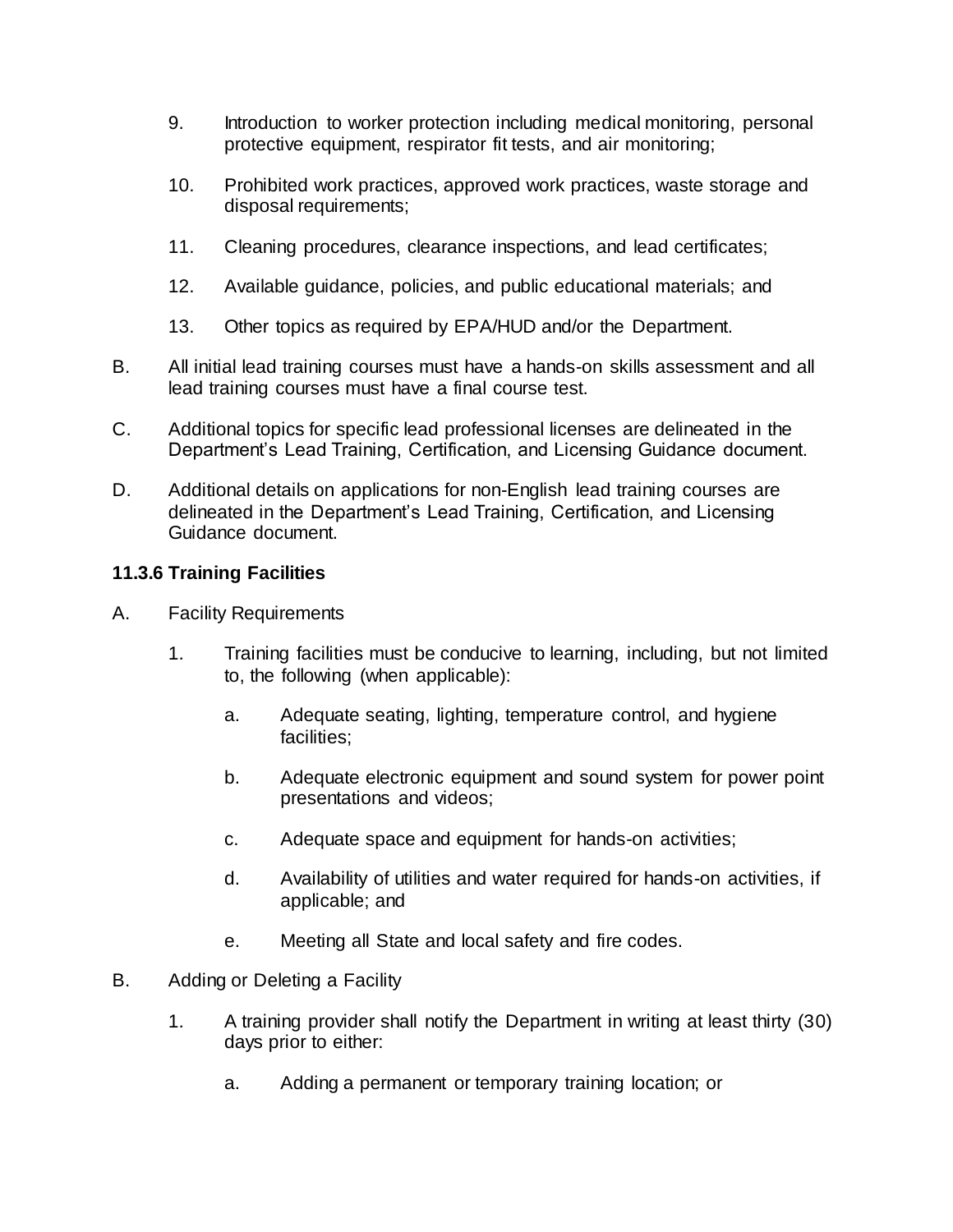9. Introduction to worker protection including medical monitoring, personal protective equipment, respirator fit tests, and air monitoring;

10. Prohibited work practices, approved work practices, waste storage and disposal requirements;

11. Cleaning procedures, clearance inspections, and lead certificates;

12. Available guidance, policies, and public educational materials; and

13. Other topics as required by EPA/HUD and/or the Department.

B. All initial lead training courses must have a hands-on skills assessment and all lead training courses must have a final course test.

C. Additional topics for specific lead professional licenses are delineated in the Department's Lead Training, Certification, and Licensing Guidance document.

D. Additional details on applications for non-English lead training courses are delineated in the Department's Lead Training, Certification, and Licensing Guidance document.

**11.3.6 Training Facilities**

A. Facility Requirements

1. Training facilities must be conducive to learning, including, but not limited to, the following (when applicable):

   a. Adequate seating, lighting, temperature control, and hygiene facilities;

   b. Adequate electronic equipment and sound system for power point presentations and videos;

   c. Adequate space and equipment for hands-on activities;

   d. Availability of utilities and water required for hands-on activities, if applicable; and

   e. Meeting all State and local safety and fire codes.

B. Adding or Deleting a Facility

1. A training provider shall notify the Department in writing at least thirty (30) days prior to either:

   a. Adding a permanent or temporary training location; or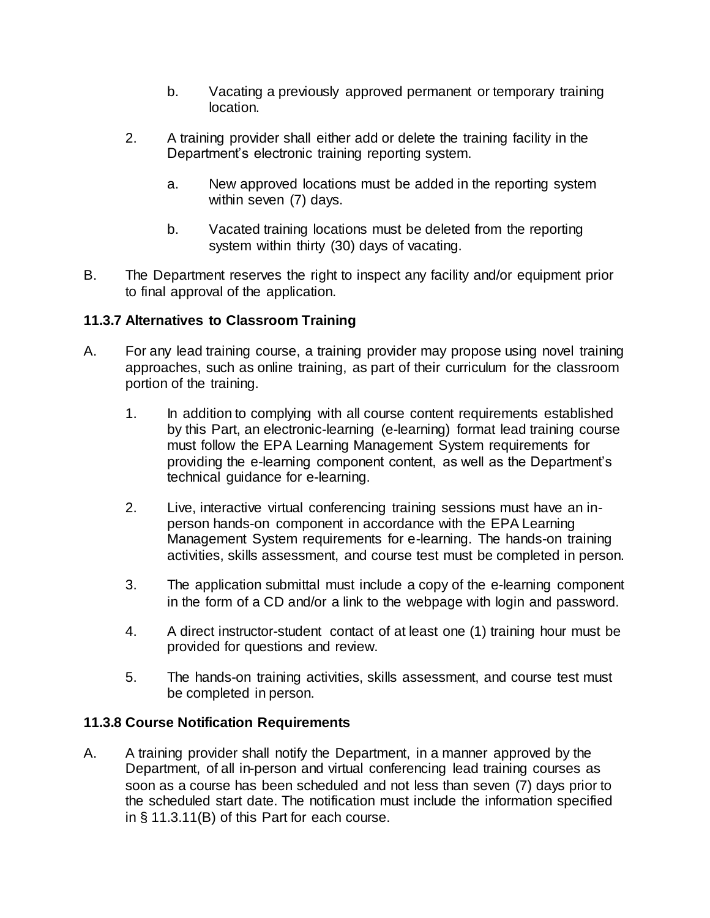b. Vacating a previously approved permanent or temporary training location.

2. A training provider shall either add or delete the training facility in the Department's electronic training reporting system.

   a. New approved locations must be added in the reporting system within seven (7) days.

   b. Vacated training locations must be deleted from the reporting system within thirty (30) days of vacating.

B. The Department reserves the right to inspect any facility and/or equipment prior to final approval of the application.

**11.3.7 Alternatives to Classroom Training**

A. For any lead training course, a training provider may propose using novel training approaches, such as online training, as part of their curriculum for the classroom portion of the training.

   1. In addition to complying with all course content requirements established by this Part, an electronic-learning (e-learning) format lead training course must follow the EPA Learning Management System requirements for providing the e-learning component content, as well as the Department's technical guidance for e-learning.

   2. Live, interactive virtual conferencing training sessions must have an in-person hands-on component in accordance with the EPA Learning Management System requirements for e-learning. The hands-on training activities, skills assessment, and course test must be completed in person.

   3. The application submittal must include a copy of the e-learning component in the form of a CD and/or a link to the webpage with login and password.

   4. A direct instructor-student contact of at least one (1) training hour must be provided for questions and review.

   5. The hands-on training activities, skills assessment, and course test must be completed in person.

**11.3.8 Course Notification Requirements**

A. A training provider shall notify the Department, in a manner approved by the Department, of all in-person and virtual conferencing lead training courses as soon as a course has been scheduled and not less than seven (7) days prior to the scheduled start date. The notification must include the information specified in § 11.3.11(B) of this Part for each course.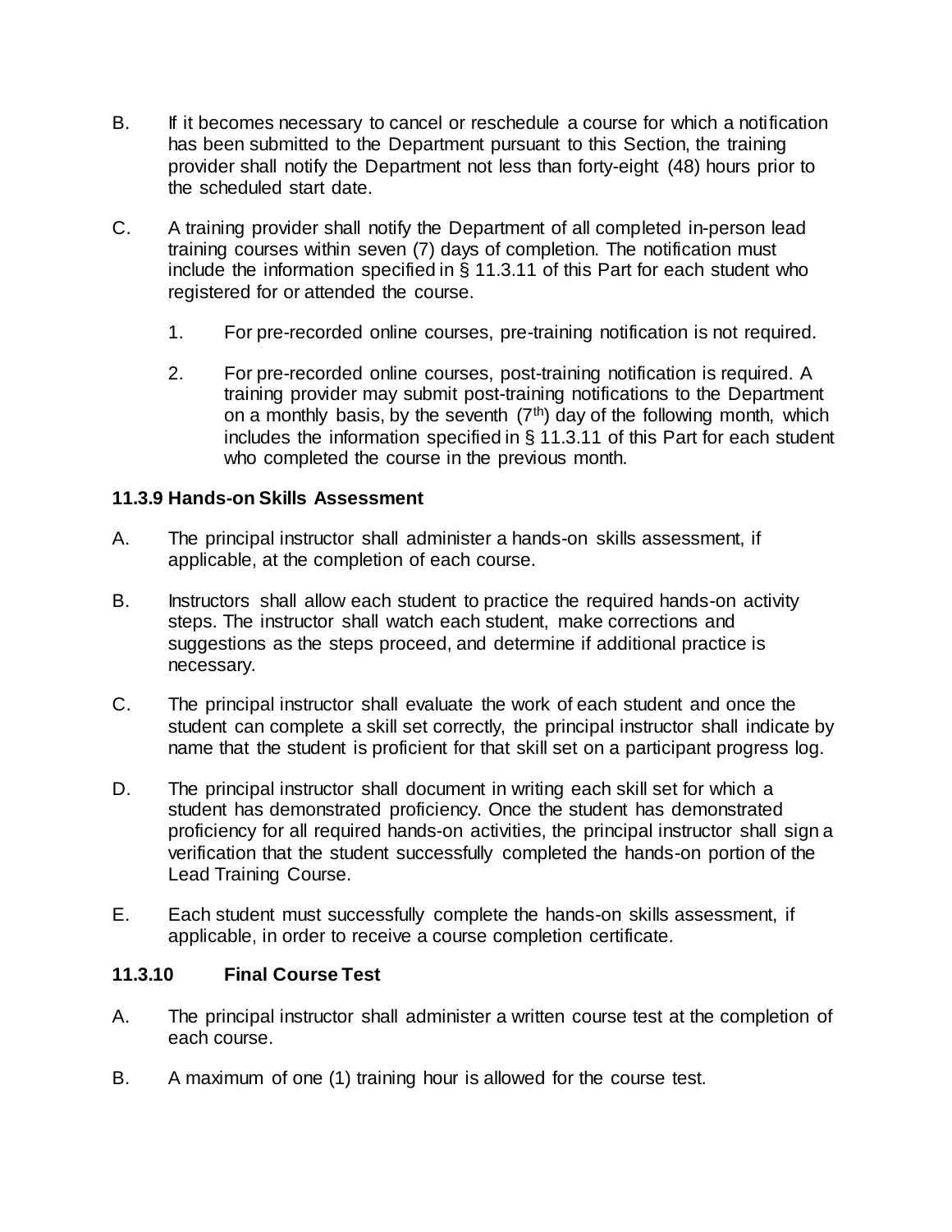B. If it becomes necessary to cancel or reschedule a course for which a notification has been submitted to the Department pursuant to this Section, the training provider shall notify the Department not less than forty-eight (48) hours prior to the scheduled start date.

C. A training provider shall notify the Department of all completed in-person lead training courses within seven (7) days of completion. The notification must include the information specified in § 11.3.11 of this Part for each student who registered for or attended the course.

   1. For pre-recorded online courses, pre-training notification is not required.

   2. For pre-recorded online courses, post-training notification is required. A training provider may submit post-training notifications to the Department on a monthly basis, by the seventh (7th) day of the following month, which includes the information specified in § 11.3.11 of this Part for each student who completed the course in the previous month.

### 11.3.9 Hands-on Skills Assessment

A. The principal instructor shall administer a hands-on skills assessment, if applicable, at the completion of each course.

B. Instructors shall allow each student to practice the required hands-on activity steps. The instructor shall watch each student, make corrections and suggestions as the steps proceed, and determine if additional practice is necessary.

C. The principal instructor shall evaluate the work of each student and once the student can complete a skill set correctly, the principal instructor shall indicate by name that the student is proficient for that skill set on a participant progress log.

D. The principal instructor shall document in writing each skill set for which a student has demonstrated proficiency. Once the student has demonstrated proficiency for all required hands-on activities, the principal instructor shall sign a verification that the student successfully completed the hands-on portion of the Lead Training Course.

E. Each student must successfully complete the hands-on skills assessment, if applicable, in order to receive a course completion certificate.

### 11.3.10 Final Course Test

A. The principal instructor shall administer a written course test at the completion of each course.

B. A maximum of one (1) training hour is allowed for the course test.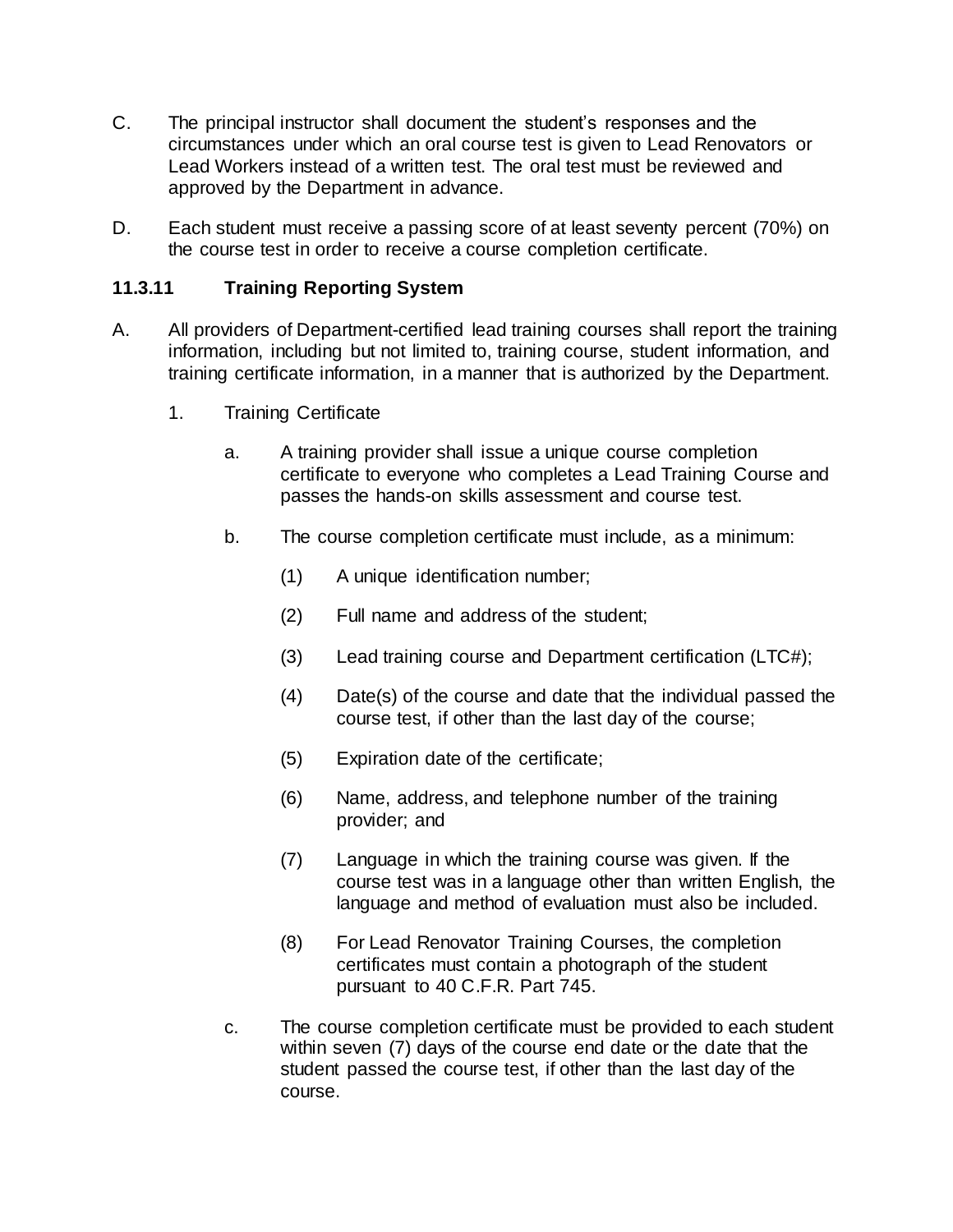C. The principal instructor shall document the student's responses and the circumstances under which an oral course test is given to Lead Renovators or Lead Workers instead of a written test. The oral test must be reviewed and approved by the Department in advance.

D. Each student must receive a passing score of at least seventy percent (70%) on the course test in order to receive a course completion certificate.

### 11.3.11 Training Reporting System

A. All providers of Department-certified lead training courses shall report the training information, including but not limited to, training course, student information, and training certificate information, in a manner that is authorized by the Department.

1. Training Certificate

   a. A training provider shall issue a unique course completion certificate to everyone who completes a Lead Training Course and passes the hands-on skills assessment and course test.

   b. The course completion certificate must include, as a minimum:

      (1) A unique identification number;

      (2) Full name and address of the student;

      (3) Lead training course and Department certification (LTC#);

      (4) Date(s) of the course and date that the individual passed the course test, if other than the last day of the course;

      (5) Expiration date of the certificate;

      (6) Name, address, and telephone number of the training provider; and

      (7) Language in which the training course was given. If the course test was in a language other than written English, the language and method of evaluation must also be included.

      (8) For Lead Renovator Training Courses, the completion certificates must contain a photograph of the student pursuant to 40 C.F.R. Part 745.

   c. The course completion certificate must be provided to each student within seven (7) days of the course end date or the date that the student passed the course test, if other than the last day of the course.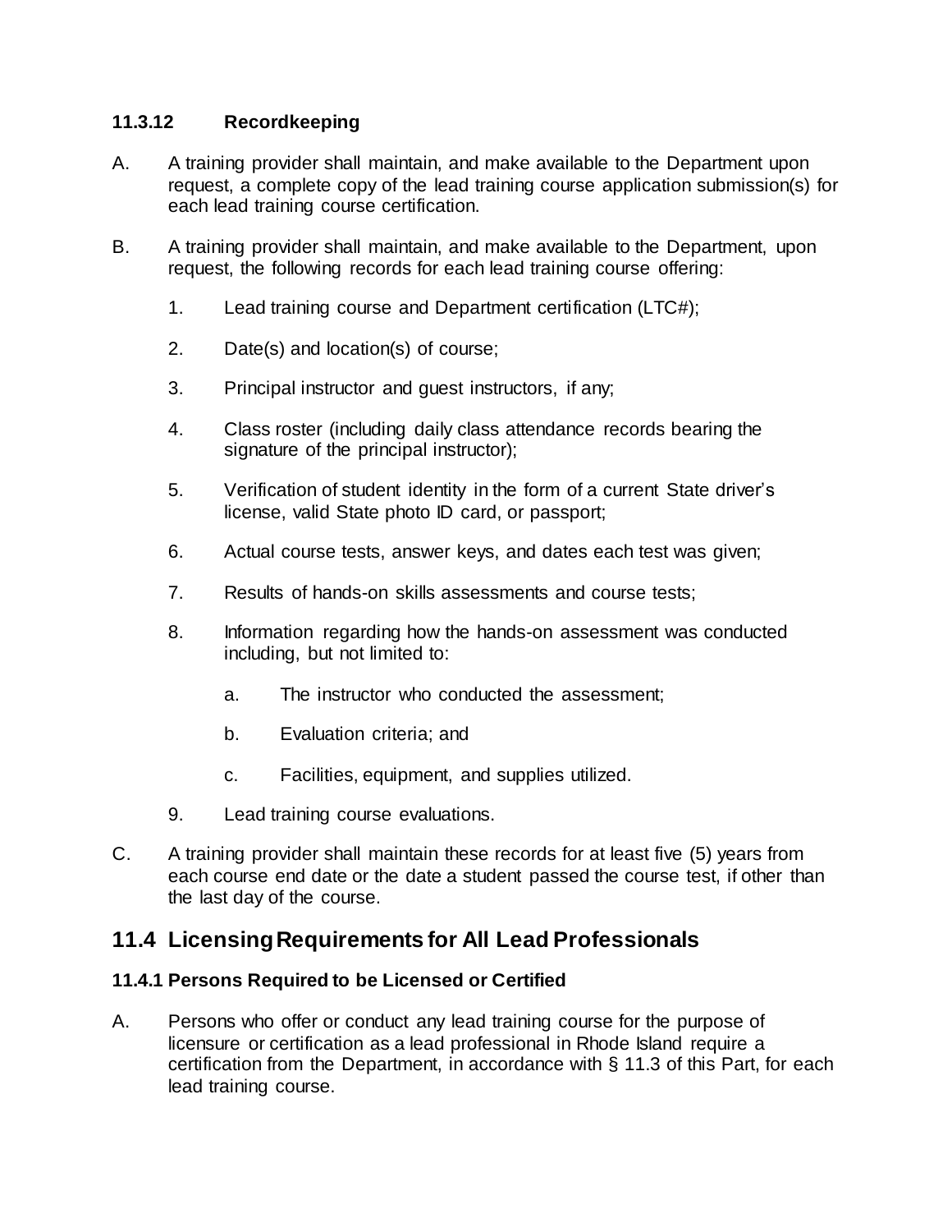### 11.3.12 Recordkeeping

A. A training provider shall maintain, and make available to the Department upon request, a complete copy of the lead training course application submission(s) for each lead training course certification.

B. A training provider shall maintain, and make available to the Department, upon request, the following records for each lead training course offering:

1. Lead training course and Department certification (LTC#);

2. Date(s) and location(s) of course;

3. Principal instructor and guest instructors, if any;

4. Class roster (including daily class attendance records bearing the signature of the principal instructor);

5. Verification of student identity in the form of a current State driver's license, valid State photo ID card, or passport;

6. Actual course tests, answer keys, and dates each test was given;

7. Results of hands-on skills assessments and course tests;

8. Information regarding how the hands-on assessment was conducted including, but not limited to:

   a. The instructor who conducted the assessment;

   b. Evaluation criteria; and

   c. Facilities, equipment, and supplies utilized.

9. Lead training course evaluations.

C. A training provider shall maintain these records for at least five (5) years from each course end date or the date a student passed the course test, if other than the last day of the course.

## 11.4 Licensing Requirements for All Lead Professionals

### 11.4.1 Persons Required to be Licensed or Certified

A. Persons who offer or conduct any lead training course for the purpose of licensure or certification as a lead professional in Rhode Island require a certification from the Department, in accordance with § 11.3 of this Part, for each lead training course.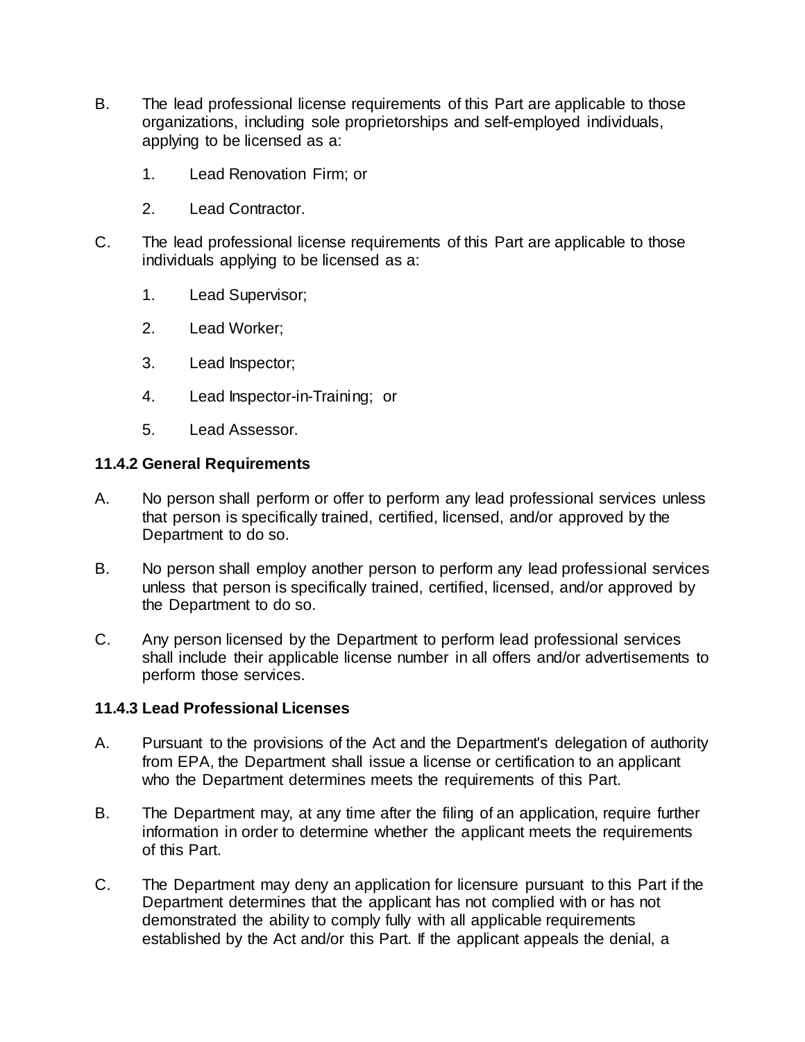B. The lead professional license requirements of this Part are applicable to those organizations, including sole proprietorships and self-employed individuals, applying to be licensed as a:

   1. Lead Renovation Firm; or

   2. Lead Contractor.

C. The lead professional license requirements of this Part are applicable to those individuals applying to be licensed as a:

   1. Lead Supervisor;

   2. Lead Worker;

   3. Lead Inspector;

   4. Lead Inspector-in-Training; or

   5. Lead Assessor.

**11.4.2 General Requirements**

A. No person shall perform or offer to perform any lead professional services unless that person is specifically trained, certified, licensed, and/or approved by the Department to do so.

B. No person shall employ another person to perform any lead professional services unless that person is specifically trained, certified, licensed, and/or approved by the Department to do so.

C. Any person licensed by the Department to perform lead professional services shall include their applicable license number in all offers and/or advertisements to perform those services.

**11.4.3 Lead Professional Licenses**

A. Pursuant to the provisions of the Act and the Department's delegation of authority from EPA, the Department shall issue a license or certification to an applicant who the Department determines meets the requirements of this Part.

B. The Department may, at any time after the filing of an application, require further information in order to determine whether the applicant meets the requirements of this Part.

C. The Department may deny an application for licensure pursuant to this Part if the Department determines that the applicant has not complied with or has not demonstrated the ability to comply fully with all applicable requirements established by the Act and/or this Part. If the applicant appeals the denial, a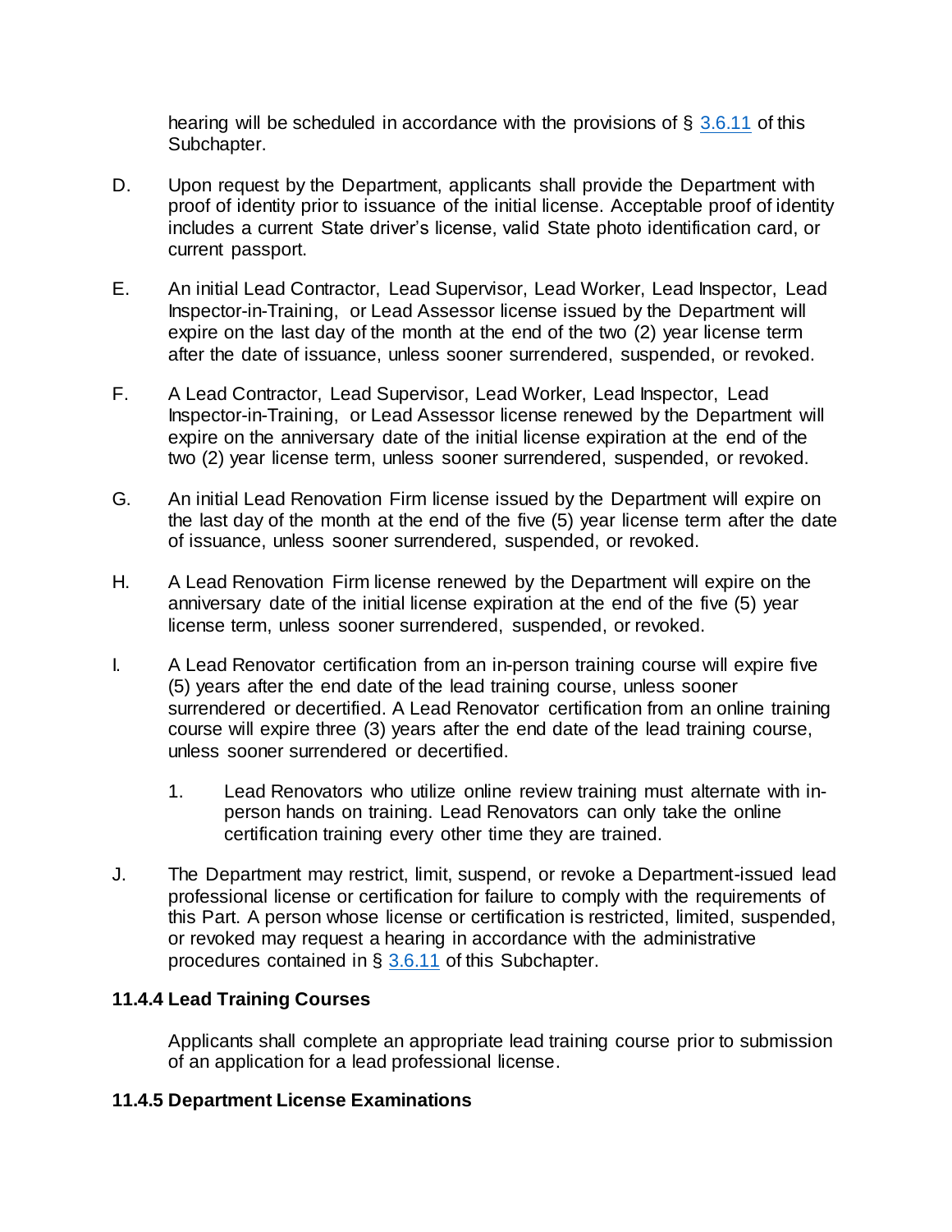hearing will be scheduled in accordance with the provisions of § 3.6.11 of this Subchapter.

D. Upon request by the Department, applicants shall provide the Department with proof of identity prior to issuance of the initial license. Acceptable proof of identity includes a current State driver's license, valid State photo identification card, or current passport.

E. An initial Lead Contractor, Lead Supervisor, Lead Worker, Lead Inspector, Lead Inspector-in-Training, or Lead Assessor license issued by the Department will expire on the last day of the month at the end of the two (2) year license term after the date of issuance, unless sooner surrendered, suspended, or revoked.

F. A Lead Contractor, Lead Supervisor, Lead Worker, Lead Inspector, Lead Inspector-in-Training, or Lead Assessor license renewed by the Department will expire on the anniversary date of the initial license expiration at the end of the two (2) year license term, unless sooner surrendered, suspended, or revoked.

G. An initial Lead Renovation Firm license issued by the Department will expire on the last day of the month at the end of the five (5) year license term after the date of issuance, unless sooner surrendered, suspended, or revoked.

H. A Lead Renovation Firm license renewed by the Department will expire on the anniversary date of the initial license expiration at the end of the five (5) year license term, unless sooner surrendered, suspended, or revoked.

I. A Lead Renovator certification from an in-person training course will expire five (5) years after the end date of the lead training course, unless sooner surrendered or decertified. A Lead Renovator certification from an online training course will expire three (3) years after the end date of the lead training course, unless sooner surrendered or decertified.

   1. Lead Renovators who utilize online review training must alternate with in-person hands on training. Lead Renovators can only take the online certification training every other time they are trained.

J. The Department may restrict, limit, suspend, or revoke a Department-issued lead professional license or certification for failure to comply with the requirements of this Part. A person whose license or certification is restricted, limited, suspended, or revoked may request a hearing in accordance with the administrative procedures contained in § 3.6.11 of this Subchapter.

### 11.4.4 Lead Training Courses

Applicants shall complete an appropriate lead training course prior to submission of an application for a lead professional license.

### 11.4.5 Department License Examinations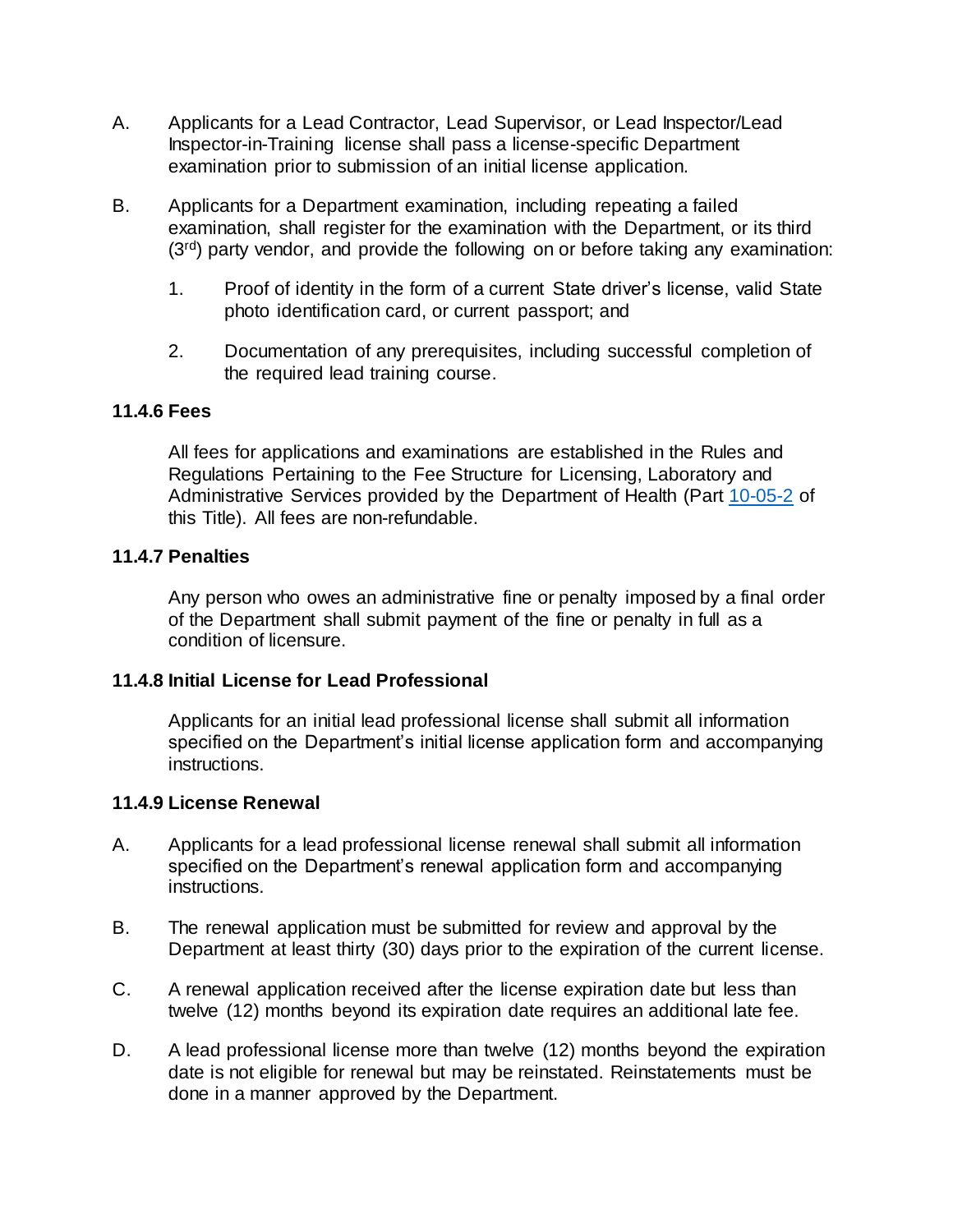A. Applicants for a Lead Contractor, Lead Supervisor, or Lead Inspector/Lead Inspector-in-Training license shall pass a license-specific Department examination prior to submission of an initial license application.

B. Applicants for a Department examination, including repeating a failed examination, shall register for the examination with the Department, or its third (3rd) party vendor, and provide the following on or before taking any examination:

   1. Proof of identity in the form of a current State driver's license, valid State photo identification card, or current passport; and

   2. Documentation of any prerequisites, including successful completion of the required lead training course.

### 11.4.6 Fees

All fees for applications and examinations are established in the Rules and Regulations Pertaining to the Fee Structure for Licensing, Laboratory and Administrative Services provided by the Department of Health (Part 10-05-2 of this Title). All fees are non-refundable.

### 11.4.7 Penalties

Any person who owes an administrative fine or penalty imposed by a final order of the Department shall submit payment of the fine or penalty in full as a condition of licensure.

### 11.4.8 Initial License for Lead Professional

Applicants for an initial lead professional license shall submit all information specified on the Department's initial license application form and accompanying instructions.

### 11.4.9 License Renewal

A. Applicants for a lead professional license renewal shall submit all information specified on the Department's renewal application form and accompanying instructions.

B. The renewal application must be submitted for review and approval by the Department at least thirty (30) days prior to the expiration of the current license.

C. A renewal application received after the license expiration date but less than twelve (12) months beyond its expiration date requires an additional late fee.

D. A lead professional license more than twelve (12) months beyond the expiration date is not eligible for renewal but may be reinstated. Reinstatements must be done in a manner approved by the Department.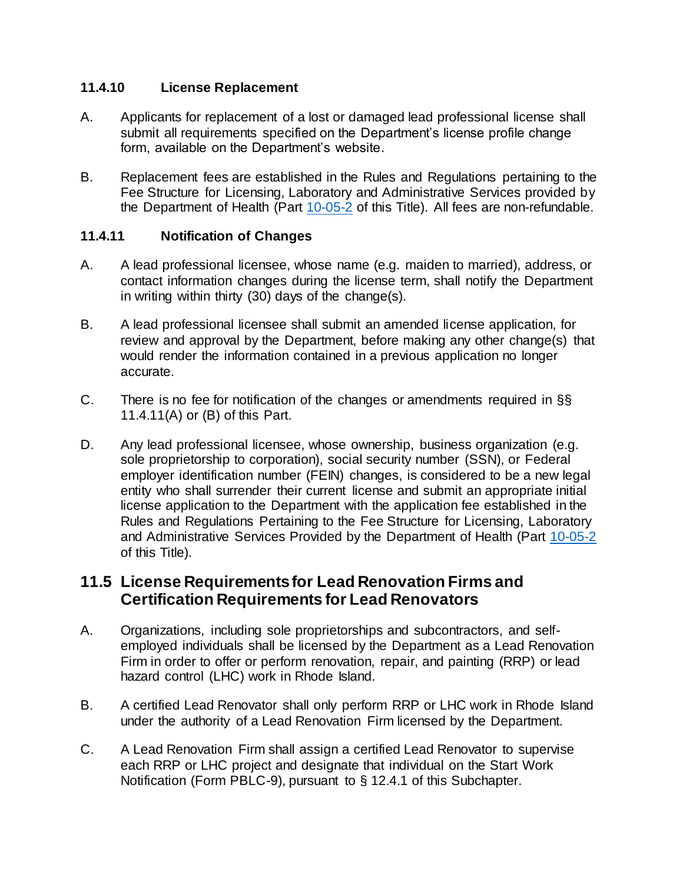### 11.4.10 License Replacement

A. Applicants for replacement of a lost or damaged lead professional license shall submit all requirements specified on the Department's license profile change form, available on the Department's website.

B. Replacement fees are established in the Rules and Regulations pertaining to the Fee Structure for Licensing, Laboratory and Administrative Services provided by the Department of Health (Part 10-05-2 of this Title). All fees are non-refundable.

### 11.4.11 Notification of Changes

A. A lead professional licensee, whose name (e.g. maiden to married), address, or contact information changes during the license term, shall notify the Department in writing within thirty (30) days of the change(s).

B. A lead professional licensee shall submit an amended license application, for review and approval by the Department, before making any other change(s) that would render the information contained in a previous application no longer accurate.

C. There is no fee for notification of the changes or amendments required in §§ 11.4.11(A) or (B) of this Part.

D. Any lead professional licensee, whose ownership, business organization (e.g. sole proprietorship to corporation), social security number (SSN), or Federal employer identification number (FEIN) changes, is considered to be a new legal entity who shall surrender their current license and submit an appropriate initial license application to the Department with the application fee established in the Rules and Regulations Pertaining to the Fee Structure for Licensing, Laboratory and Administrative Services Provided by the Department of Health (Part 10-05-2 of this Title).

## 11.5 License Requirements for Lead Renovation Firms and Certification Requirements for Lead Renovators

A. Organizations, including sole proprietorships and subcontractors, and self-employed individuals shall be licensed by the Department as a Lead Renovation Firm in order to offer or perform renovation, repair, and painting (RRP) or lead hazard control (LHC) work in Rhode Island.

B. A certified Lead Renovator shall only perform RRP or LHC work in Rhode Island under the authority of a Lead Renovation Firm licensed by the Department.

C. A Lead Renovation Firm shall assign a certified Lead Renovator to supervise each RRP or LHC project and designate that individual on the Start Work Notification (Form PBLC-9), pursuant to § 12.4.1 of this Subchapter.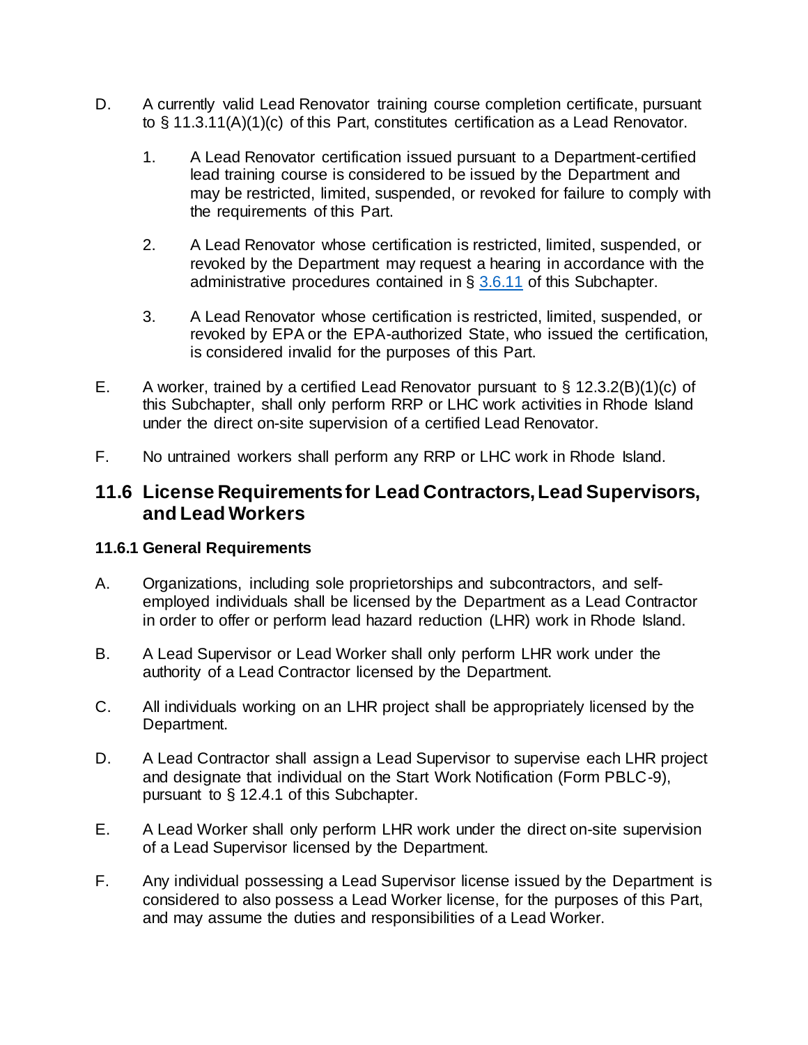D. A currently valid Lead Renovator training course completion certificate, pursuant to § 11.3.11(A)(1)(c) of this Part, constitutes certification as a Lead Renovator.

  1. A Lead Renovator certification issued pursuant to a Department-certified lead training course is considered to be issued by the Department and may be restricted, limited, suspended, or revoked for failure to comply with the requirements of this Part.

  2. A Lead Renovator whose certification is restricted, limited, suspended, or revoked by the Department may request a hearing in accordance with the administrative procedures contained in § 3.6.11 of this Subchapter.

  3. A Lead Renovator whose certification is restricted, limited, suspended, or revoked by EPA or the EPA-authorized State, who issued the certification, is considered invalid for the purposes of this Part.

E. A worker, trained by a certified Lead Renovator pursuant to § 12.3.2(B)(1)(c) of this Subchapter, shall only perform RRP or LHC work activities in Rhode Island under the direct on-site supervision of a certified Lead Renovator.

F. No untrained workers shall perform any RRP or LHC work in Rhode Island.

## 11.6 License Requirements for Lead Contractors, Lead Supervisors, and Lead Workers

### 11.6.1 General Requirements

A. Organizations, including sole proprietorships and subcontractors, and self-employed individuals shall be licensed by the Department as a Lead Contractor in order to offer or perform lead hazard reduction (LHR) work in Rhode Island.

B. A Lead Supervisor or Lead Worker shall only perform LHR work under the authority of a Lead Contractor licensed by the Department.

C. All individuals working on an LHR project shall be appropriately licensed by the Department.

D. A Lead Contractor shall assign a Lead Supervisor to supervise each LHR project and designate that individual on the Start Work Notification (Form PBLC-9), pursuant to § 12.4.1 of this Subchapter.

E. A Lead Worker shall only perform LHR work under the direct on-site supervision of a Lead Supervisor licensed by the Department.

F. Any individual possessing a Lead Supervisor license issued by the Department is considered to also possess a Lead Worker license, for the purposes of this Part, and may assume the duties and responsibilities of a Lead Worker.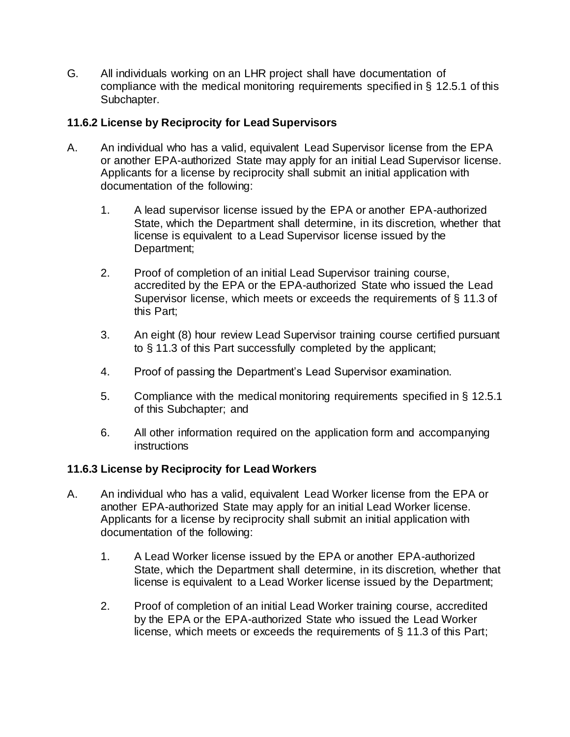G. All individuals working on an LHR project shall have documentation of compliance with the medical monitoring requirements specified in § 12.5.1 of this Subchapter.

### 11.6.2 License by Reciprocity for Lead Supervisors

A. An individual who has a valid, equivalent Lead Supervisor license from the EPA or another EPA-authorized State may apply for an initial Lead Supervisor license. Applicants for a license by reciprocity shall submit an initial application with documentation of the following:

1. A lead supervisor license issued by the EPA or another EPA-authorized State, which the Department shall determine, in its discretion, whether that license is equivalent to a Lead Supervisor license issued by the Department;

2. Proof of completion of an initial Lead Supervisor training course, accredited by the EPA or the EPA-authorized State who issued the Lead Supervisor license, which meets or exceeds the requirements of § 11.3 of this Part;

3. An eight (8) hour review Lead Supervisor training course certified pursuant to § 11.3 of this Part successfully completed by the applicant;

4. Proof of passing the Department's Lead Supervisor examination.

5. Compliance with the medical monitoring requirements specified in § 12.5.1 of this Subchapter; and

6. All other information required on the application form and accompanying instructions

### 11.6.3 License by Reciprocity for Lead Workers

A. An individual who has a valid, equivalent Lead Worker license from the EPA or another EPA-authorized State may apply for an initial Lead Worker license. Applicants for a license by reciprocity shall submit an initial application with documentation of the following:

1. A Lead Worker license issued by the EPA or another EPA-authorized State, which the Department shall determine, in its discretion, whether that license is equivalent to a Lead Worker license issued by the Department;

2. Proof of completion of an initial Lead Worker training course, accredited by the EPA or the EPA-authorized State who issued the Lead Worker license, which meets or exceeds the requirements of § 11.3 of this Part;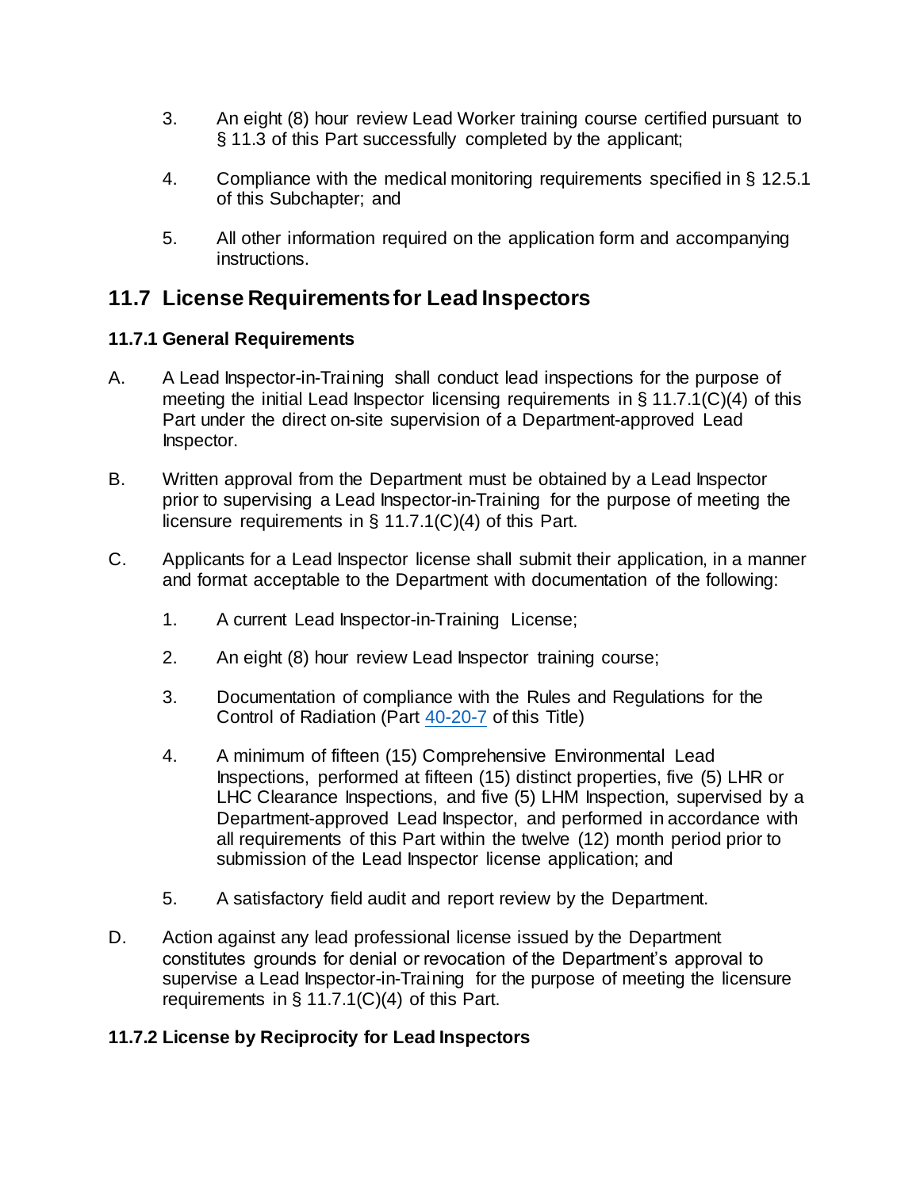3. An eight (8) hour review Lead Worker training course certified pursuant to § 11.3 of this Part successfully completed by the applicant;

4. Compliance with the medical monitoring requirements specified in § 12.5.1 of this Subchapter; and

5. All other information required on the application form and accompanying instructions.

## 11.7 License Requirements for Lead Inspectors

### 11.7.1 General Requirements

A. A Lead Inspector-in-Training shall conduct lead inspections for the purpose of meeting the initial Lead Inspector licensing requirements in § 11.7.1(C)(4) of this Part under the direct on-site supervision of a Department-approved Lead Inspector.

B. Written approval from the Department must be obtained by a Lead Inspector prior to supervising a Lead Inspector-in-Training for the purpose of meeting the licensure requirements in § 11.7.1(C)(4) of this Part.

C. Applicants for a Lead Inspector license shall submit their application, in a manner and format acceptable to the Department with documentation of the following:

1. A current Lead Inspector-in-Training License;

2. An eight (8) hour review Lead Inspector training course;

3. Documentation of compliance with the Rules and Regulations for the Control of Radiation (Part 40-20-7 of this Title)

4. A minimum of fifteen (15) Comprehensive Environmental Lead Inspections, performed at fifteen (15) distinct properties, five (5) LHR or LHC Clearance Inspections, and five (5) LHM Inspection, supervised by a Department-approved Lead Inspector, and performed in accordance with all requirements of this Part within the twelve (12) month period prior to submission of the Lead Inspector license application; and

5. A satisfactory field audit and report review by the Department.

D. Action against any lead professional license issued by the Department constitutes grounds for denial or revocation of the Department's approval to supervise a Lead Inspector-in-Training for the purpose of meeting the licensure requirements in § 11.7.1(C)(4) of this Part.

### 11.7.2 License by Reciprocity for Lead Inspectors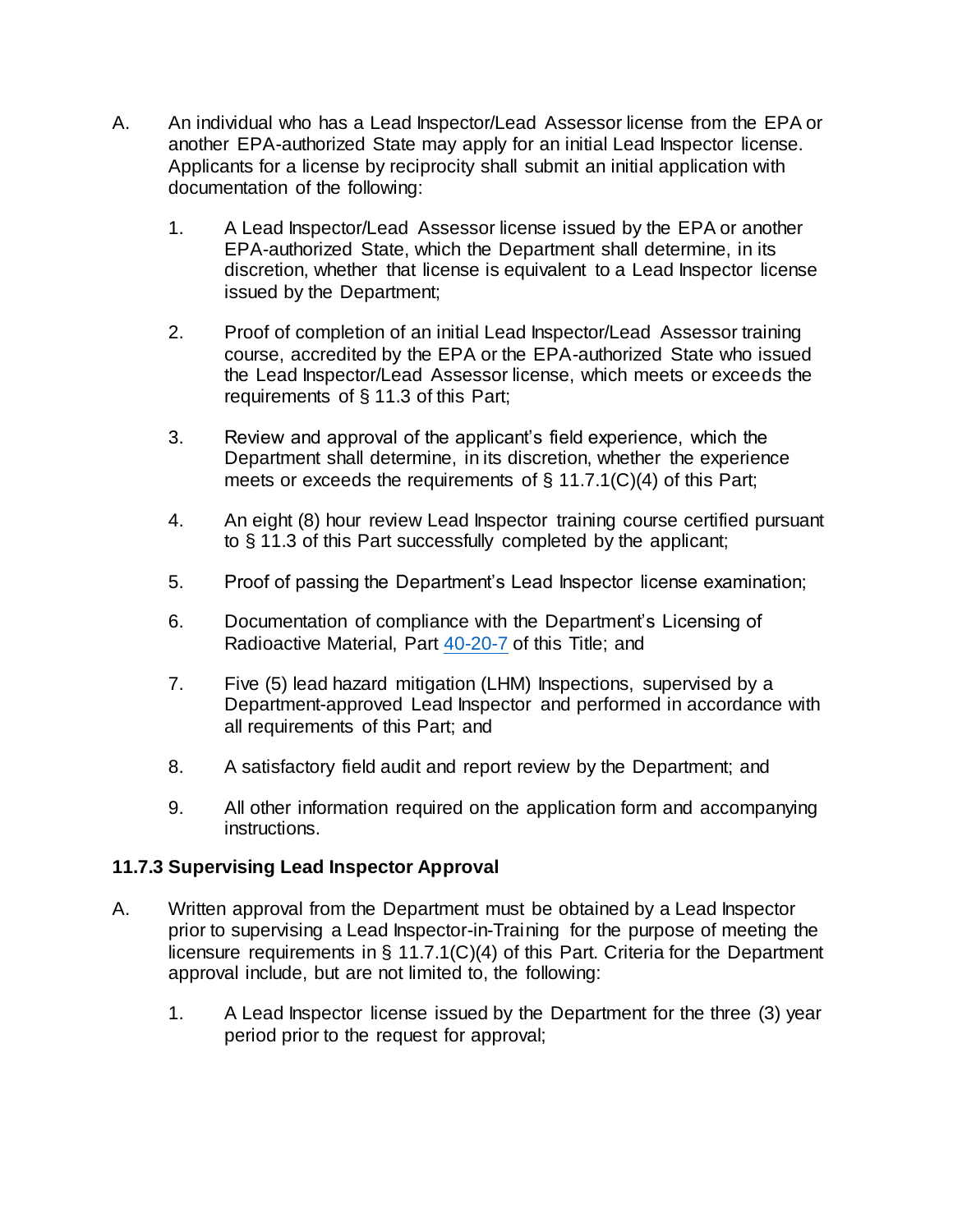A. An individual who has a Lead Inspector/Lead Assessor license from the EPA or another EPA-authorized State may apply for an initial Lead Inspector license. Applicants for a license by reciprocity shall submit an initial application with documentation of the following:

1. A Lead Inspector/Lead Assessor license issued by the EPA or another EPA-authorized State, which the Department shall determine, in its discretion, whether that license is equivalent to a Lead Inspector license issued by the Department;

2. Proof of completion of an initial Lead Inspector/Lead Assessor training course, accredited by the EPA or the EPA-authorized State who issued the Lead Inspector/Lead Assessor license, which meets or exceeds the requirements of § 11.3 of this Part;

3. Review and approval of the applicant's field experience, which the Department shall determine, in its discretion, whether the experience meets or exceeds the requirements of § 11.7.1(C)(4) of this Part;

4. An eight (8) hour review Lead Inspector training course certified pursuant to § 11.3 of this Part successfully completed by the applicant;

5. Proof of passing the Department's Lead Inspector license examination;

6. Documentation of compliance with the Department's Licensing of Radioactive Material, Part [40-20-7](40-20-7) of this Title; and

7. Five (5) lead hazard mitigation (LHM) Inspections, supervised by a Department-approved Lead Inspector and performed in accordance with all requirements of this Part; and

8. A satisfactory field audit and report review by the Department; and

9. All other information required on the application form and accompanying instructions.

### 11.7.3 Supervising Lead Inspector Approval

A. Written approval from the Department must be obtained by a Lead Inspector prior to supervising a Lead Inspector-in-Training for the purpose of meeting the licensure requirements in § 11.7.1(C)(4) of this Part. Criteria for the Department approval include, but are not limited to, the following:

1. A Lead Inspector license issued by the Department for the three (3) year period prior to the request for approval;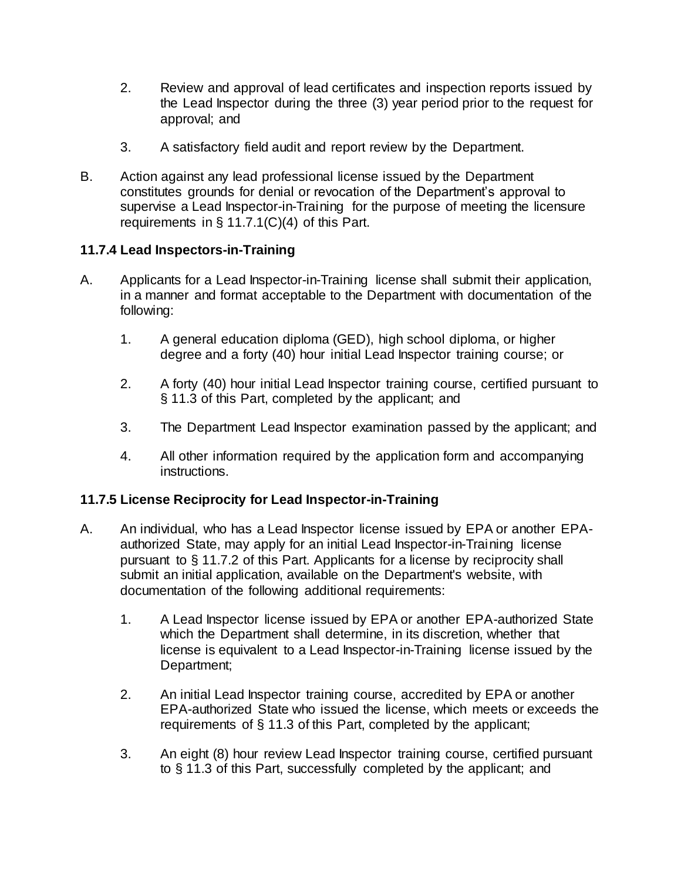2. Review and approval of lead certificates and inspection reports issued by the Lead Inspector during the three (3) year period prior to the request for approval; and

3. A satisfactory field audit and report review by the Department.

B. Action against any lead professional license issued by the Department constitutes grounds for denial or revocation of the Department's approval to supervise a Lead Inspector-in-Training for the purpose of meeting the licensure requirements in § 11.7.1(C)(4) of this Part.

### 11.7.4 Lead Inspectors-in-Training

A. Applicants for a Lead Inspector-in-Training license shall submit their application, in a manner and format acceptable to the Department with documentation of the following:

1. A general education diploma (GED), high school diploma, or higher degree and a forty (40) hour initial Lead Inspector training course; or

2. A forty (40) hour initial Lead Inspector training course, certified pursuant to § 11.3 of this Part, completed by the applicant; and

3. The Department Lead Inspector examination passed by the applicant; and

4. All other information required by the application form and accompanying instructions.

### 11.7.5 License Reciprocity for Lead Inspector-in-Training

A. An individual, who has a Lead Inspector license issued by EPA or another EPA-authorized State, may apply for an initial Lead Inspector-in-Training license pursuant to § 11.7.2 of this Part. Applicants for a license by reciprocity shall submit an initial application, available on the Department's website, with documentation of the following additional requirements:

1. A Lead Inspector license issued by EPA or another EPA-authorized State which the Department shall determine, in its discretion, whether that license is equivalent to a Lead Inspector-in-Training license issued by the Department;

2. An initial Lead Inspector training course, accredited by EPA or another EPA-authorized State who issued the license, which meets or exceeds the requirements of § 11.3 of this Part, completed by the applicant;

3. An eight (8) hour review Lead Inspector training course, certified pursuant to § 11.3 of this Part, successfully completed by the applicant; and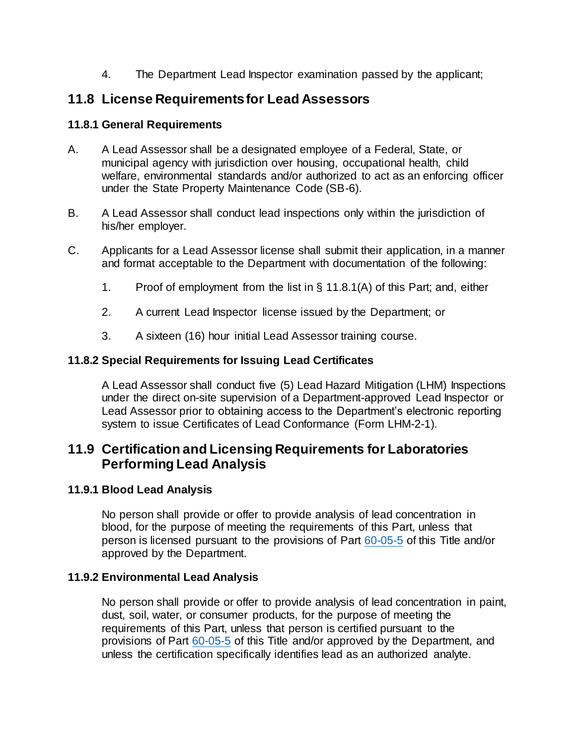4. The Department Lead Inspector examination passed by the applicant;

## 11.8 License Requirements for Lead Assessors

### 11.8.1 General Requirements

A. A Lead Assessor shall be a designated employee of a Federal, State, or municipal agency with jurisdiction over housing, occupational health, child welfare, environmental standards and/or authorized to act as an enforcing officer under the State Property Maintenance Code (SB-6).

B. A Lead Assessor shall conduct lead inspections only within the jurisdiction of his/her employer.

C. Applicants for a Lead Assessor license shall submit their application, in a manner and format acceptable to the Department with documentation of the following:

   1. Proof of employment from the list in § 11.8.1(A) of this Part; and, either

   2. A current Lead Inspector license issued by the Department; or

   3. A sixteen (16) hour initial Lead Assessor training course.

### 11.8.2 Special Requirements for Issuing Lead Certificates

A Lead Assessor shall conduct five (5) Lead Hazard Mitigation (LHM) Inspections under the direct on-site supervision of a Department-approved Lead Inspector or Lead Assessor prior to obtaining access to the Department's electronic reporting system to issue Certificates of Lead Conformance (Form LHM-2-1).

## 11.9 Certification and Licensing Requirements for Laboratories Performing Lead Analysis

### 11.9.1 Blood Lead Analysis

No person shall provide or offer to provide analysis of lead concentration in blood, for the purpose of meeting the requirements of this Part, unless that person is licensed pursuant to the provisions of Part 60-05-5 of this Title and/or approved by the Department.

### 11.9.2 Environmental Lead Analysis

No person shall provide or offer to provide analysis of lead concentration in paint, dust, soil, water, or consumer products, for the purpose of meeting the requirements of this Part, unless that person is certified pursuant to the provisions of Part 60-05-5 of this Title and/or approved by the Department, and unless the certification specifically identifies lead as an authorized analyte.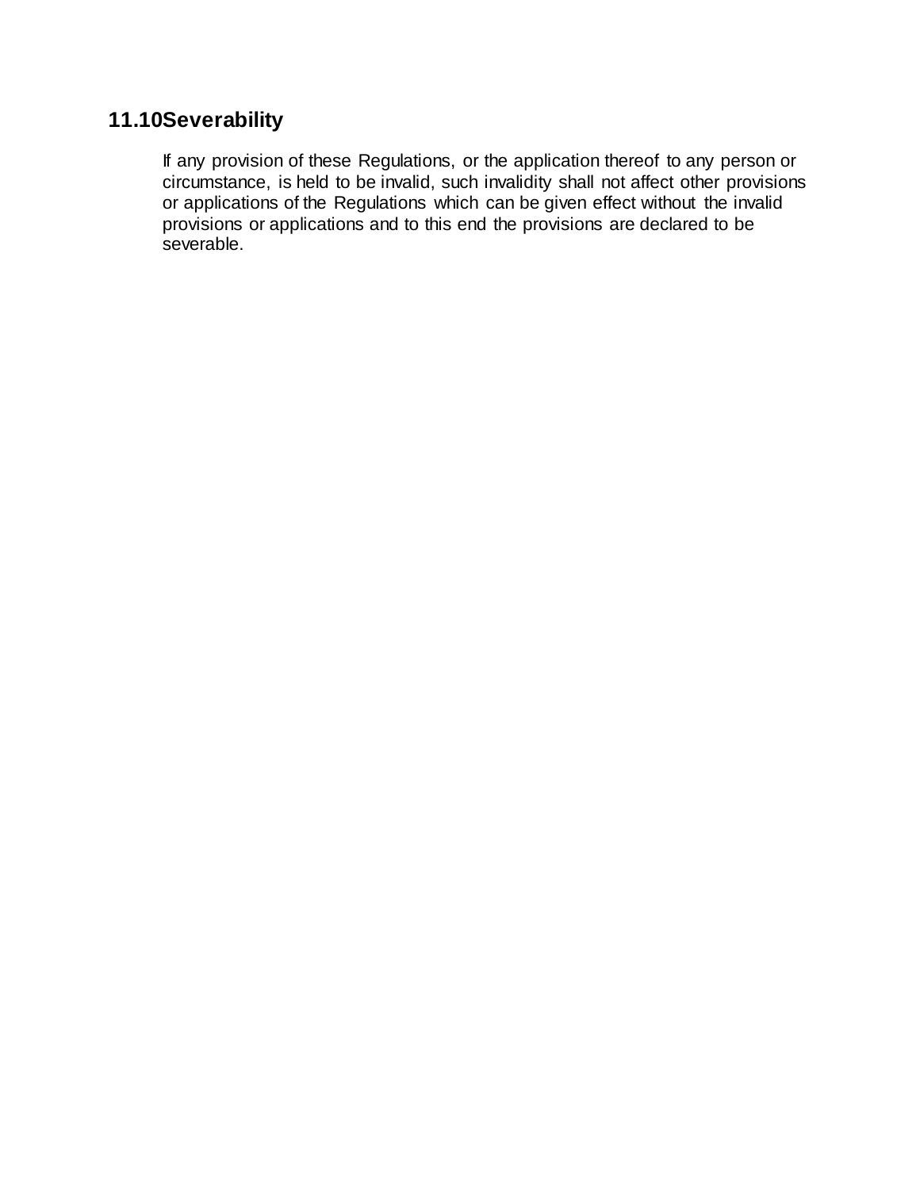## 11.10 Severability

If any provision of these Regulations, or the application thereof to any person or circumstance, is held to be invalid, such invalidity shall not affect other provisions or applications of the Regulations which can be given effect without the invalid provisions or applications and to this end the provisions are declared to be severable.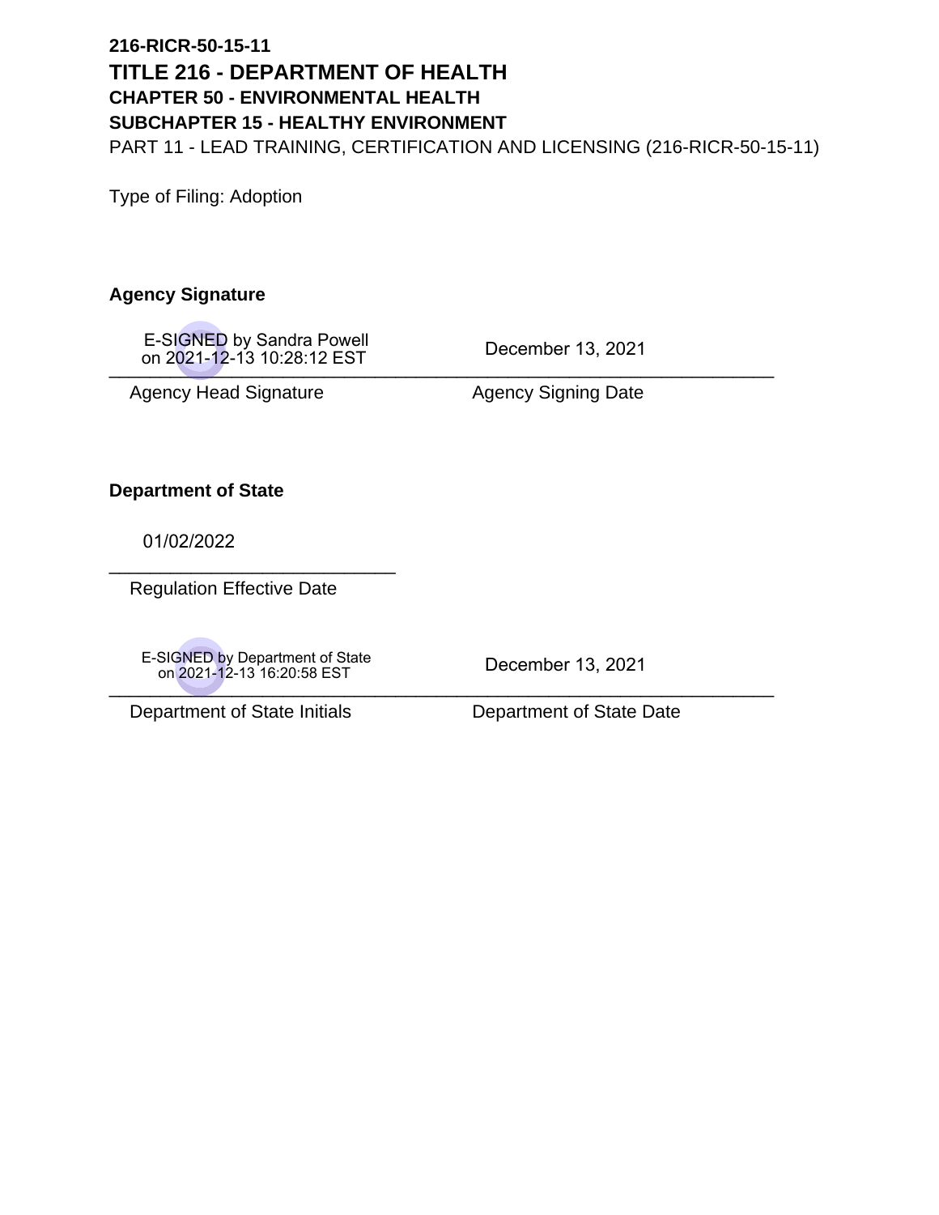**216-RICR-50-15-11**

## TITLE 216 - DEPARTMENT OF HEALTH

### CHAPTER 50 - ENVIRONMENTAL HEALTH

### SUBCHAPTER 15 - HEALTHY ENVIRONMENT

PART 11 - LEAD TRAINING, CERTIFICATION AND LICENSING (216-RICR-50-15-11)

Type of Filing: Adoption

**Agency Signature**

E-SIGNED by Sandra Powell
on 2021-12-13 10:28:12 EST

December 13, 2021

Agency Head Signature | Agency Signing Date

**Department of State**

01/02/2022

Regulation Effective Date

E-SIGNED by Department of State
on 2021-12-13 16:20:58 EST

December 13, 2021

Department of State Initials | Department of State Date